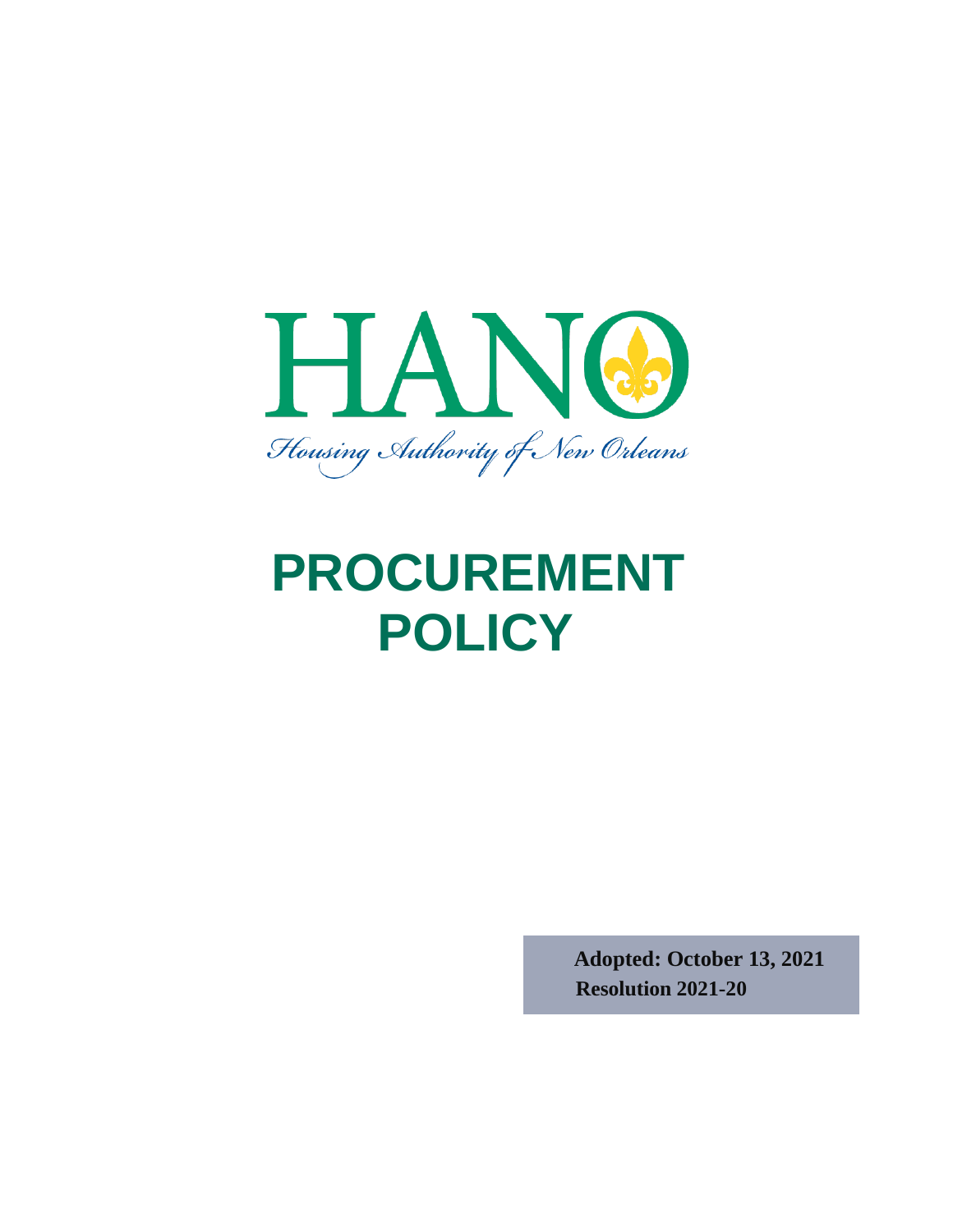# HANO

Housing Authority of New Orleans

# PROCUREMENT POLICY

**Adopted: October 13, 2021**
**Resolution 2021-20**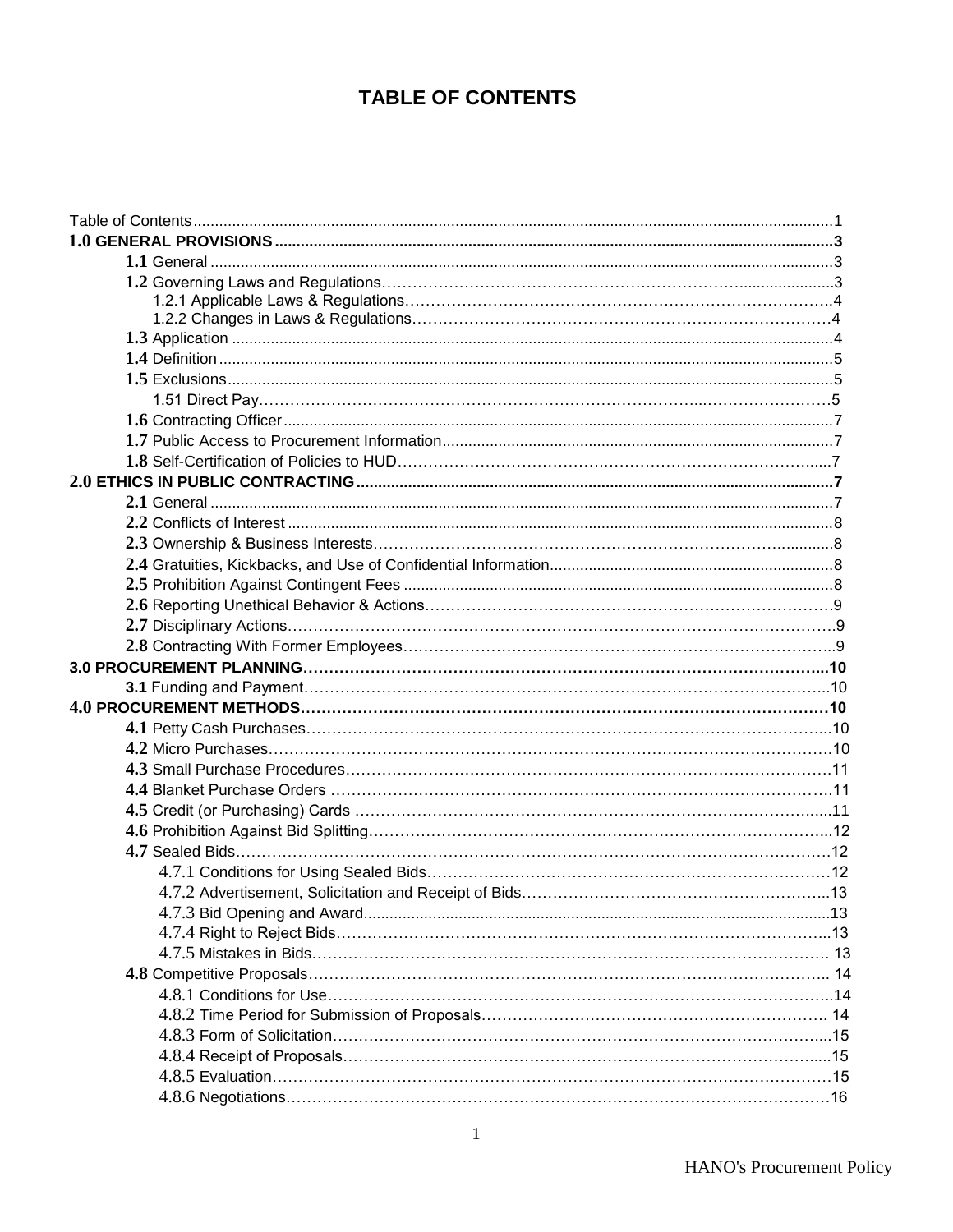# TABLE OF CONTENTS

Table of Contents.....1

**1.0 GENERAL PROVISIONS.....3**

- **1.1** General.....3
- **1.2** Governing Laws and Regulations.....3
  - 1.2.1 Applicable Laws & Regulations.....4
  - 1.2.2 Changes in Laws & Regulations.....4
- **1.3** Application.....4
- **1.4** Definition.....5
- **1.5** Exclusions.....5
  - 1.51 Direct Pay.....5
- **1.6** Contracting Officer.....7
- **1.7** Public Access to Procurement Information.....7
- **1.8** Self-Certification of Policies to HUD.....7

**2.0 ETHICS IN PUBLIC CONTRACTING.....7**

- **2.1** General.....7
- **2.2** Conflicts of Interest.....8
- **2.3** Ownership & Business Interests.....8
- **2.4** Gratuities, Kickbacks, and Use of Confidential Information.....8
- **2.5** Prohibition Against Contingent Fees.....8
- **2.6** Reporting Unethical Behavior & Actions.....9
- **2.7** Disciplinary Actions.....9
- **2.8** Contracting With Former Employees.....9

**3.0 PROCUREMENT PLANNING.....10**

- **3.1** Funding and Payment.....10

**4.0 PROCUREMENT METHODS.....10**

- **4.1** Petty Cash Purchases.....10
- **4.2** Micro Purchases.....10
- **4.3** Small Purchase Procedures.....11
- **4.4** Blanket Purchase Orders.....11
- **4.5** Credit (or Purchasing) Cards.....11
- **4.6** Prohibition Against Bid Splitting.....12
- **4.7** Sealed Bids.....12
  - 4.7.1 Conditions for Using Sealed Bids.....12
  - 4.7.2 Advertisement, Solicitation and Receipt of Bids.....13
  - 4.7.3 Bid Opening and Award.....13
  - 4.7.4 Right to Reject Bids.....13
  - 4.7.5 Mistakes in Bids.....13
- **4.8** Competitive Proposals.....14
  - 4.8.1 Conditions for Use.....14
  - 4.8.2 Time Period for Submission of Proposals.....14
  - 4.8.3 Form of Solicitation.....15
  - 4.8.4 Receipt of Proposals.....15
  - 4.8.5 Evaluation.....15
  - 4.8.6 Negotiations.....16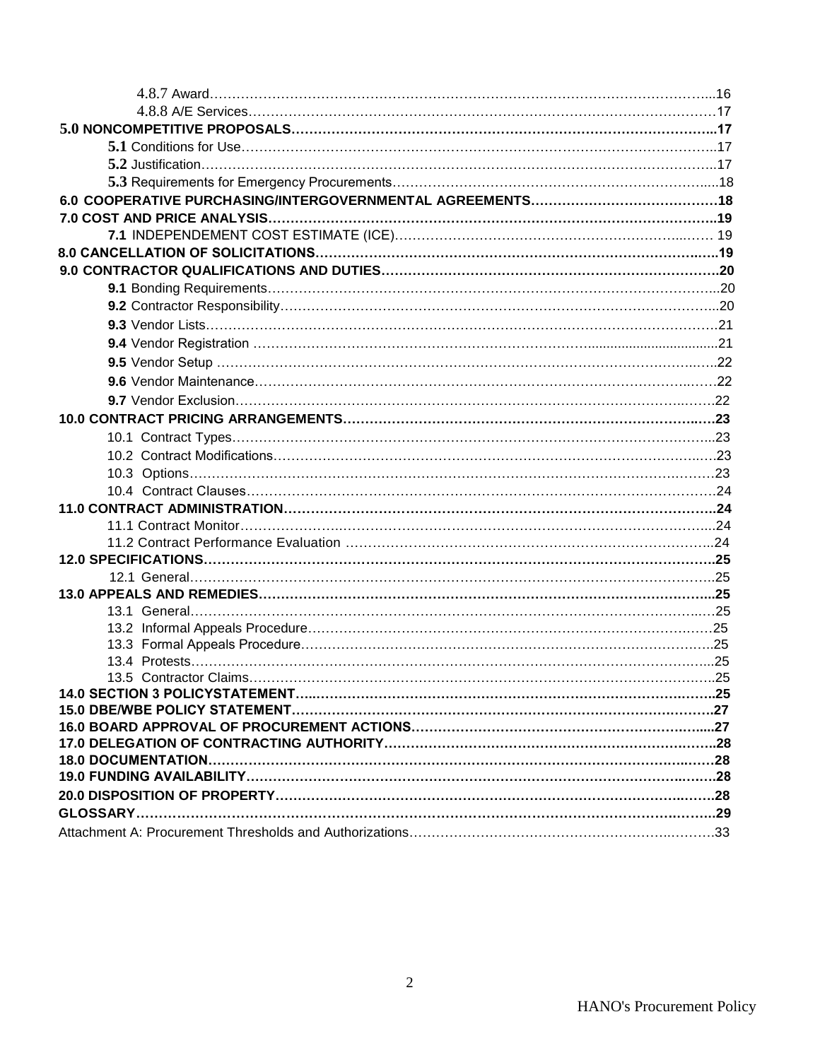4.8.7 Award……………………………………………………………………………………………...16
4.8.8 A/E Services……………………………………………………………………………………17

**5.0 NONCOMPETITIVE PROPOSALS……………………………………………………………………...17**

**5.1** Conditions for Use……………………………………………………………………………………..17
**5.2** Justification……………………………………………………………………………………………..17
**5.3** Requirements for Emergency Procurements……………………………………………………….....18

**6.0 COOPERATIVE PURCHASING/INTERGOVERNMENTAL AGREEMENTS……………………………….…18**

**7.0 COST AND PRICE ANALYSIS……………………………………………………………………………..19**

**7.1** INDEPENDEMENT COST ESTIMATE (ICE)………………………………………………………..…… 19

**8.0 CANCELLATION OF SOLICITATIONS……………………………………………………………….…..19**

**9.0 CONTRACTOR QUALIFICATIONS AND DUTIES………………………………………………………….20**

**9.1** Bonding Requirements………………………………………………………………………………...20
**9.2** Contractor Responsibility……………………………………………………………………………...20
**9.3** Vendor Lists…………………………………………………………………………………………….21
**9.4** Vendor Registration …………………………………………………………………..................................21
**9.5** Vendor Setup ……………………………………………………………………………………….…..22
**9.6** Vendor Maintenance………………………………………………………………………………..…..22
**9.7** Vendor Exclusion………………………………………………………………………………….…….22

**10.0 CONTRACT PRICING ARRANGEMENTS……………………………………………………………..….23**

10.1 Contract Types………………………………………………………………………………………...23
10.2 Contract Modifications…………………………………………………………………………………23
10.3 Options…………………………………………………………………………………………………23
10.4 Contract Clauses……………………………………………………………………………………….24

**11.0 CONTRACT ADMINISTRATION…………………………………………………………………………..24**

11.1 Contract Monitor………………………………………………………………………………………...24
11.2 Contract Performance Evaluation ……………………………………………………………………..24

**12.0 SPECIFICATIONS……………………………………………………………………………………….25**

12.1 General………………………………………………………………………………………………..25

**13.0 APPEALS AND REMEDIES……………………………………………………………………………….25**

13.1 General……………………………………………………………………………………………..…25
13.2 Informal Appeals Procedure…………………………………………………………………………25
13.3 Formal Appeals Procedure…………………………………………………………………………..25
13.4 Protests………………………………………………………………………………………………...25
13.5 Contractor Claims……………………………………………………………………………………..25

**14.0 SECTION 3 POLICYSTATEMENT….……………………………………………………………………..25**

**15.0 DBE/WBE POLICY STATEMENT……………………………………………………………………….27**

**16.0 BOARD APPROVAL OF PROCUREMENT ACTIONS……………………………………………………...27**

**17.0 DELEGATION OF CONTRACTING AUTHORITY………………………………………………………..28**

**18.0 DOCUMENTATION……………………………………………………………………………………..…28**

**19.0 FUNDING AVAILABILITY……………………………………………………………………………..…28**

**20.0 DISPOSITION OF PROPERTY…………………………………………………………………………..….28**

**GLOSSARY………………………………………………………………………………………………….29**

Attachment A: Procurement Thresholds and Authorizations…………………………………………………….……33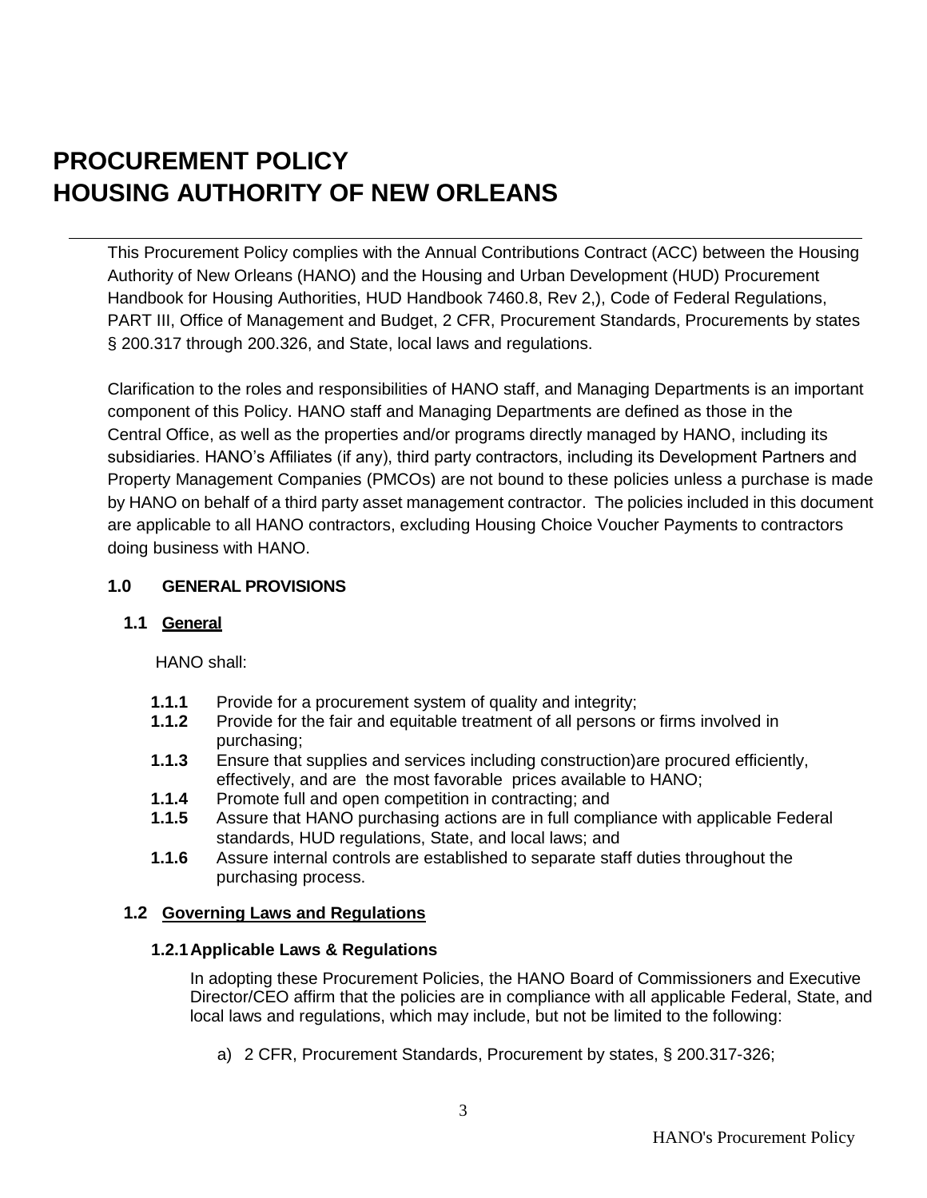# PROCUREMENT POLICY
# HOUSING AUTHORITY OF NEW ORLEANS

This Procurement Policy complies with the Annual Contributions Contract (ACC) between the Housing Authority of New Orleans (HANO) and the Housing and Urban Development (HUD) Procurement Handbook for Housing Authorities, HUD Handbook 7460.8, Rev 2,), Code of Federal Regulations, PART III, Office of Management and Budget, 2 CFR, Procurement Standards, Procurements by states § 200.317 through 200.326, and State, local laws and regulations.

Clarification to the roles and responsibilities of HANO staff, and Managing Departments is an important component of this Policy. HANO staff and Managing Departments are defined as those in the Central Office, as well as the properties and/or programs directly managed by HANO, including its subsidiaries. HANO's Affiliates (if any), third party contractors, including its Development Partners and Property Management Companies (PMCOs) are not bound to these policies unless a purchase is made by HANO on behalf of a third party asset management contractor. The policies included in this document are applicable to all HANO contractors, excluding Housing Choice Voucher Payments to contractors doing business with HANO.

## 1.0 GENERAL PROVISIONS

### 1.1 General

HANO shall:

- **1.1.1** Provide for a procurement system of quality and integrity;
- **1.1.2** Provide for the fair and equitable treatment of all persons or firms involved in purchasing;
- **1.1.3** Ensure that supplies and services including construction)are procured efficiently, effectively, and are the most favorable prices available to HANO;
- **1.1.4** Promote full and open competition in contracting; and
- **1.1.5** Assure that HANO purchasing actions are in full compliance with applicable Federal standards, HUD regulations, State, and local laws; and
- **1.1.6** Assure internal controls are established to separate staff duties throughout the purchasing process.

### 1.2 Governing Laws and Regulations

#### 1.2.1 Applicable Laws & Regulations

In adopting these Procurement Policies, the HANO Board of Commissioners and Executive Director/CEO affirm that the policies are in compliance with all applicable Federal, State, and local laws and regulations, which may include, but not be limited to the following:

a) 2 CFR, Procurement Standards, Procurement by states, § 200.317-326;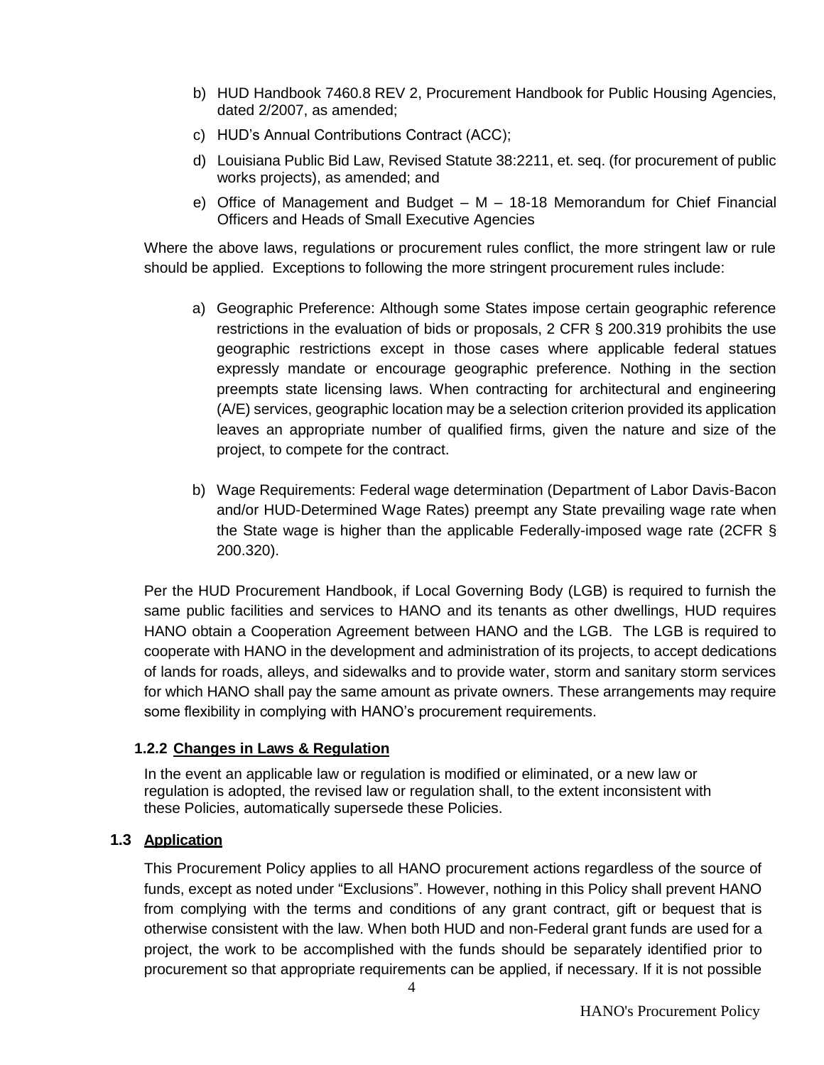b) HUD Handbook 7460.8 REV 2, Procurement Handbook for Public Housing Agencies, dated 2/2007, as amended;

c) HUD's Annual Contributions Contract (ACC);

d) Louisiana Public Bid Law, Revised Statute 38:2211, et. seq. (for procurement of public works projects), as amended; and

e) Office of Management and Budget – M – 18-18 Memorandum for Chief Financial Officers and Heads of Small Executive Agencies

Where the above laws, regulations or procurement rules conflict, the more stringent law or rule should be applied. Exceptions to following the more stringent procurement rules include:

a) Geographic Preference: Although some States impose certain geographic reference restrictions in the evaluation of bids or proposals, 2 CFR § 200.319 prohibits the use geographic restrictions except in those cases where applicable federal statues expressly mandate or encourage geographic preference. Nothing in the section preempts state licensing laws. When contracting for architectural and engineering (A/E) services, geographic location may be a selection criterion provided its application leaves an appropriate number of qualified firms, given the nature and size of the project, to compete for the contract.

b) Wage Requirements: Federal wage determination (Department of Labor Davis-Bacon and/or HUD-Determined Wage Rates) preempt any State prevailing wage rate when the State wage is higher than the applicable Federally-imposed wage rate (2CFR § 200.320).

Per the HUD Procurement Handbook, if Local Governing Body (LGB) is required to furnish the same public facilities and services to HANO and its tenants as other dwellings, HUD requires HANO obtain a Cooperation Agreement between HANO and the LGB. The LGB is required to cooperate with HANO in the development and administration of its projects, to accept dedications of lands for roads, alleys, and sidewalks and to provide water, storm and sanitary storm services for which HANO shall pay the same amount as private owners. These arrangements may require some flexibility in complying with HANO's procurement requirements.

#### 1.2.2 Changes in Laws & Regulation

In the event an applicable law or regulation is modified or eliminated, or a new law or regulation is adopted, the revised law or regulation shall, to the extent inconsistent with these Policies, automatically supersede these Policies.

### 1.3 Application

This Procurement Policy applies to all HANO procurement actions regardless of the source of funds, except as noted under "Exclusions". However, nothing in this Policy shall prevent HANO from complying with the terms and conditions of any grant contract, gift or bequest that is otherwise consistent with the law. When both HUD and non-Federal grant funds are used for a project, the work to be accomplished with the funds should be separately identified prior to procurement so that appropriate requirements can be applied, if necessary. If it is not possible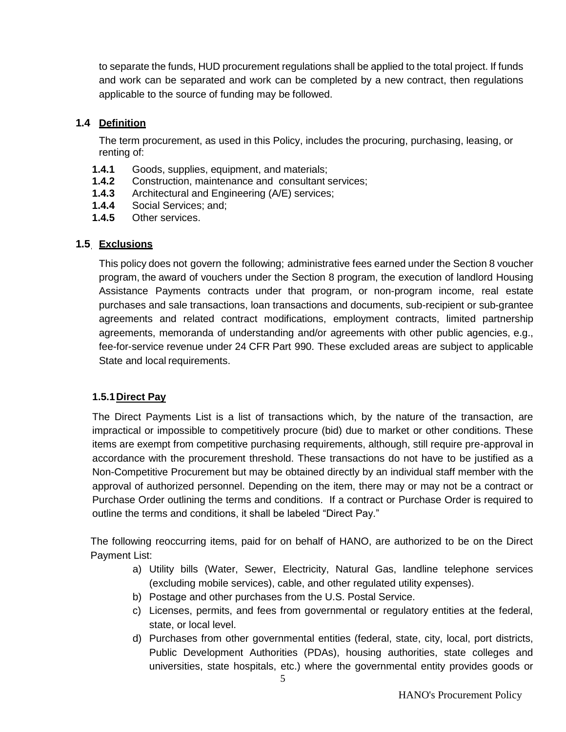to separate the funds, HUD procurement regulations shall be applied to the total project. If funds and work can be separated and work can be completed by a new contract, then regulations applicable to the source of funding may be followed.

## 1.4 Definition

The term procurement, as used in this Policy, includes the procuring, purchasing, leasing, or renting of:

- **1.4.1** Goods, supplies, equipment, and materials;
- **1.4.2** Construction, maintenance and consultant services;
- **1.4.3** Architectural and Engineering (A/E) services;
- **1.4.4** Social Services; and;
- **1.4.5** Other services.

## 1.5 Exclusions

This policy does not govern the following; administrative fees earned under the Section 8 voucher program, the award of vouchers under the Section 8 program, the execution of landlord Housing Assistance Payments contracts under that program, or non-program income, real estate purchases and sale transactions, loan transactions and documents, sub-recipient or sub-grantee agreements and related contract modifications, employment contracts, limited partnership agreements, memoranda of understanding and/or agreements with other public agencies, e.g., fee-for-service revenue under 24 CFR Part 990. These excluded areas are subject to applicable State and local requirements.

### 1.5.1 Direct Pay

The Direct Payments List is a list of transactions which, by the nature of the transaction, are impractical or impossible to competitively procure (bid) due to market or other conditions. These items are exempt from competitive purchasing requirements, although, still require pre-approval in accordance with the procurement threshold. These transactions do not have to be justified as a Non-Competitive Procurement but may be obtained directly by an individual staff member with the approval of authorized personnel. Depending on the item, there may or may not be a contract or Purchase Order outlining the terms and conditions. If a contract or Purchase Order is required to outline the terms and conditions, it shall be labeled "Direct Pay."

The following reoccurring items, paid for on behalf of HANO, are authorized to be on the Direct Payment List:

a) Utility bills (Water, Sewer, Electricity, Natural Gas, landline telephone services (excluding mobile services), cable, and other regulated utility expenses).
b) Postage and other purchases from the U.S. Postal Service.
c) Licenses, permits, and fees from governmental or regulatory entities at the federal, state, or local level.
d) Purchases from other governmental entities (federal, state, city, local, port districts, Public Development Authorities (PDAs), housing authorities, state colleges and universities, state hospitals, etc.) where the governmental entity provides goods or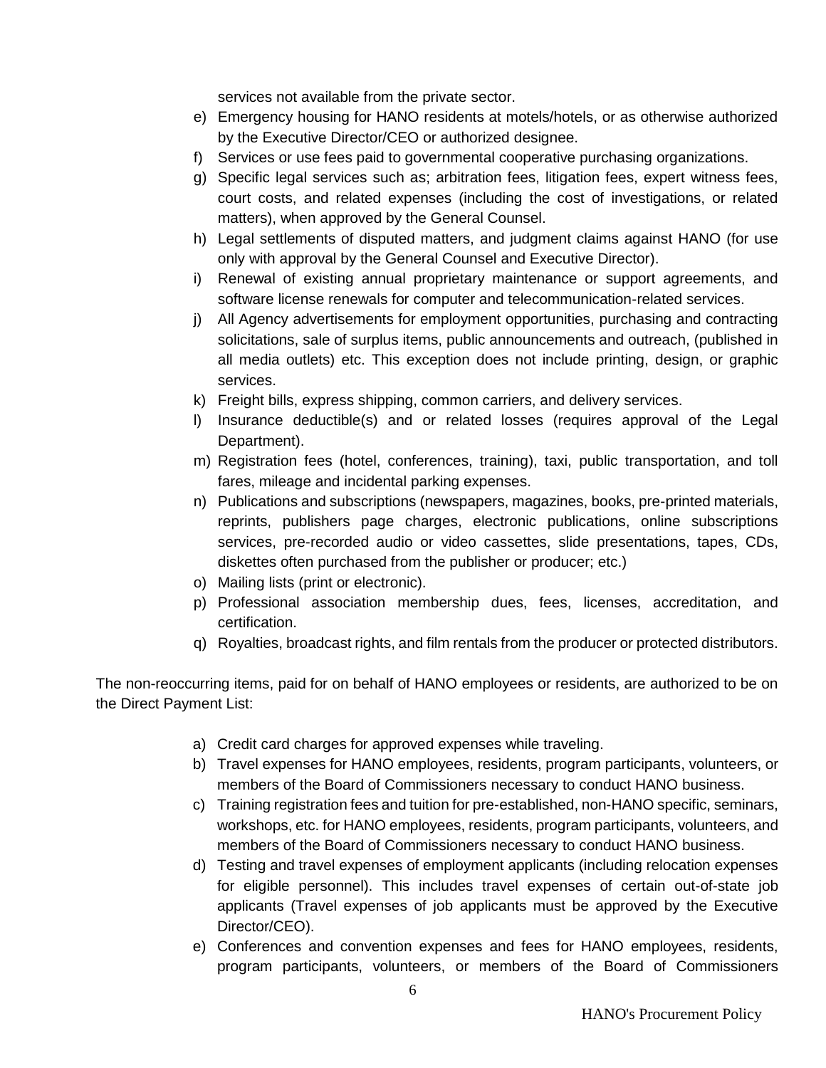services not available from the private sector.

e) Emergency housing for HANO residents at motels/hotels, or as otherwise authorized by the Executive Director/CEO or authorized designee.
f) Services or use fees paid to governmental cooperative purchasing organizations.
g) Specific legal services such as; arbitration fees, litigation fees, expert witness fees, court costs, and related expenses (including the cost of investigations, or related matters), when approved by the General Counsel.
h) Legal settlements of disputed matters, and judgment claims against HANO (for use only with approval by the General Counsel and Executive Director).
i) Renewal of existing annual proprietary maintenance or support agreements, and software license renewals for computer and telecommunication-related services.
j) All Agency advertisements for employment opportunities, purchasing and contracting solicitations, sale of surplus items, public announcements and outreach, (published in all media outlets) etc. This exception does not include printing, design, or graphic services.
k) Freight bills, express shipping, common carriers, and delivery services.
l) Insurance deductible(s) and or related losses (requires approval of the Legal Department).
m) Registration fees (hotel, conferences, training), taxi, public transportation, and toll fares, mileage and incidental parking expenses.
n) Publications and subscriptions (newspapers, magazines, books, pre-printed materials, reprints, publishers page charges, electronic publications, online subscriptions services, pre-recorded audio or video cassettes, slide presentations, tapes, CDs, diskettes often purchased from the publisher or producer; etc.)
o) Mailing lists (print or electronic).
p) Professional association membership dues, fees, licenses, accreditation, and certification.
q) Royalties, broadcast rights, and film rentals from the producer or protected distributors.

The non-reoccurring items, paid for on behalf of HANO employees or residents, are authorized to be on the Direct Payment List:

a) Credit card charges for approved expenses while traveling.
b) Travel expenses for HANO employees, residents, program participants, volunteers, or members of the Board of Commissioners necessary to conduct HANO business.
c) Training registration fees and tuition for pre-established, non-HANO specific, seminars, workshops, etc. for HANO employees, residents, program participants, volunteers, and members of the Board of Commissioners necessary to conduct HANO business.
d) Testing and travel expenses of employment applicants (including relocation expenses for eligible personnel). This includes travel expenses of certain out-of-state job applicants (Travel expenses of job applicants must be approved by the Executive Director/CEO).
e) Conferences and convention expenses and fees for HANO employees, residents, program participants, volunteers, or members of the Board of Commissioners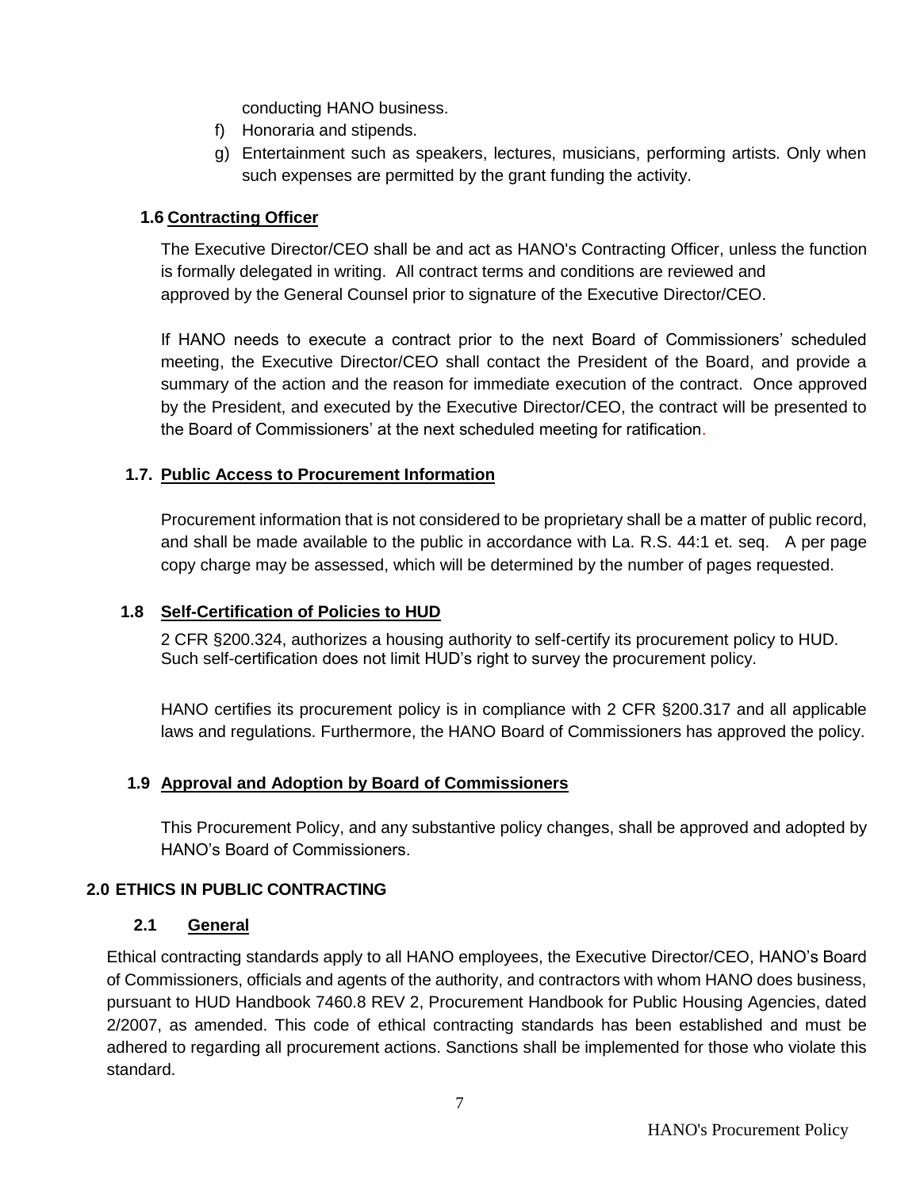conducting HANO business.

f) Honoraria and stipends.

g) Entertainment such as speakers, lectures, musicians, performing artists. Only when such expenses are permitted by the grant funding the activity.

### 1.6 Contracting Officer

The Executive Director/CEO shall be and act as HANO's Contracting Officer, unless the function is formally delegated in writing. All contract terms and conditions are reviewed and approved by the General Counsel prior to signature of the Executive Director/CEO.

If HANO needs to execute a contract prior to the next Board of Commissioners' scheduled meeting, the Executive Director/CEO shall contact the President of the Board, and provide a summary of the action and the reason for immediate execution of the contract. Once approved by the President, and executed by the Executive Director/CEO, the contract will be presented to the Board of Commissioners' at the next scheduled meeting for ratification.

### 1.7. Public Access to Procurement Information

Procurement information that is not considered to be proprietary shall be a matter of public record, and shall be made available to the public in accordance with La. R.S. 44:1 et. seq. A per page copy charge may be assessed, which will be determined by the number of pages requested.

### 1.8 Self-Certification of Policies to HUD

2 CFR §200.324, authorizes a housing authority to self-certify its procurement policy to HUD. Such self-certification does not limit HUD's right to survey the procurement policy.

HANO certifies its procurement policy is in compliance with 2 CFR §200.317 and all applicable laws and regulations. Furthermore, the HANO Board of Commissioners has approved the policy.

### 1.9 Approval and Adoption by Board of Commissioners

This Procurement Policy, and any substantive policy changes, shall be approved and adopted by HANO's Board of Commissioners.

## 2.0 ETHICS IN PUBLIC CONTRACTING

### 2.1 General

Ethical contracting standards apply to all HANO employees, the Executive Director/CEO, HANO's Board of Commissioners, officials and agents of the authority, and contractors with whom HANO does business, pursuant to HUD Handbook 7460.8 REV 2, Procurement Handbook for Public Housing Agencies, dated 2/2007, as amended. This code of ethical contracting standards has been established and must be adhered to regarding all procurement actions. Sanctions shall be implemented for those who violate this standard.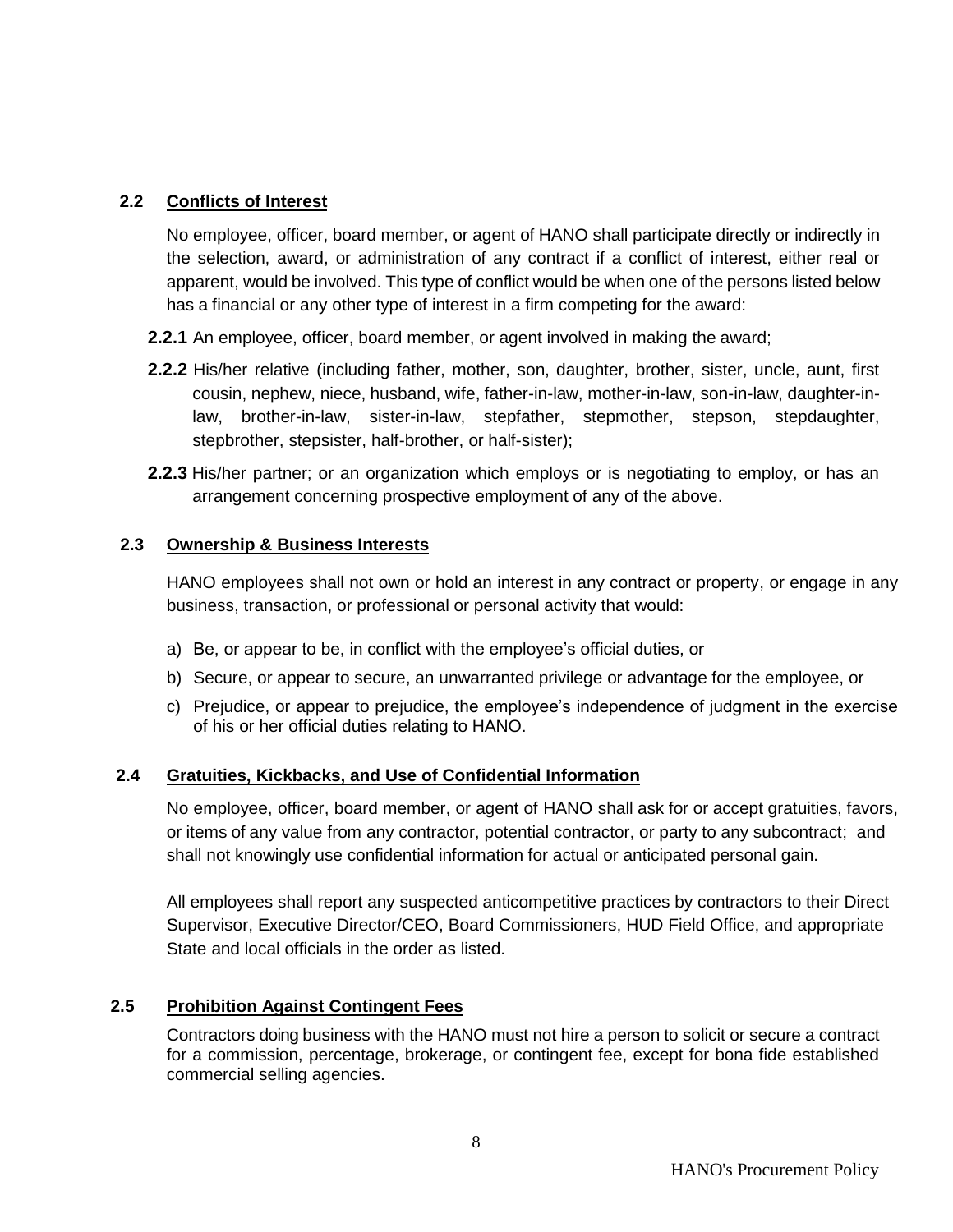## 2.2 Conflicts of Interest

No employee, officer, board member, or agent of HANO shall participate directly or indirectly in the selection, award, or administration of any contract if a conflict of interest, either real or apparent, would be involved. This type of conflict would be when one of the persons listed below has a financial or any other type of interest in a firm competing for the award:

**2.2.1** An employee, officer, board member, or agent involved in making the award;

**2.2.2** His/her relative (including father, mother, son, daughter, brother, sister, uncle, aunt, first cousin, nephew, niece, husband, wife, father-in-law, mother-in-law, son-in-law, daughter-in-law, brother-in-law, sister-in-law, stepfather, stepmother, stepson, stepdaughter, stepbrother, stepsister, half-brother, or half-sister);

**2.2.3** His/her partner; or an organization which employs or is negotiating to employ, or has an arrangement concerning prospective employment of any of the above.

## 2.3 Ownership & Business Interests

HANO employees shall not own or hold an interest in any contract or property, or engage in any business, transaction, or professional or personal activity that would:

a) Be, or appear to be, in conflict with the employee's official duties, or

b) Secure, or appear to secure, an unwarranted privilege or advantage for the employee, or

c) Prejudice, or appear to prejudice, the employee's independence of judgment in the exercise of his or her official duties relating to HANO.

## 2.4 Gratuities, Kickbacks, and Use of Confidential Information

No employee, officer, board member, or agent of HANO shall ask for or accept gratuities, favors, or items of any value from any contractor, potential contractor, or party to any subcontract; and shall not knowingly use confidential information for actual or anticipated personal gain.

All employees shall report any suspected anticompetitive practices by contractors to their Direct Supervisor, Executive Director/CEO, Board Commissioners, HUD Field Office, and appropriate State and local officials in the order as listed.

## 2.5 Prohibition Against Contingent Fees

Contractors doing business with the HANO must not hire a person to solicit or secure a contract for a commission, percentage, brokerage, or contingent fee, except for bona fide established commercial selling agencies.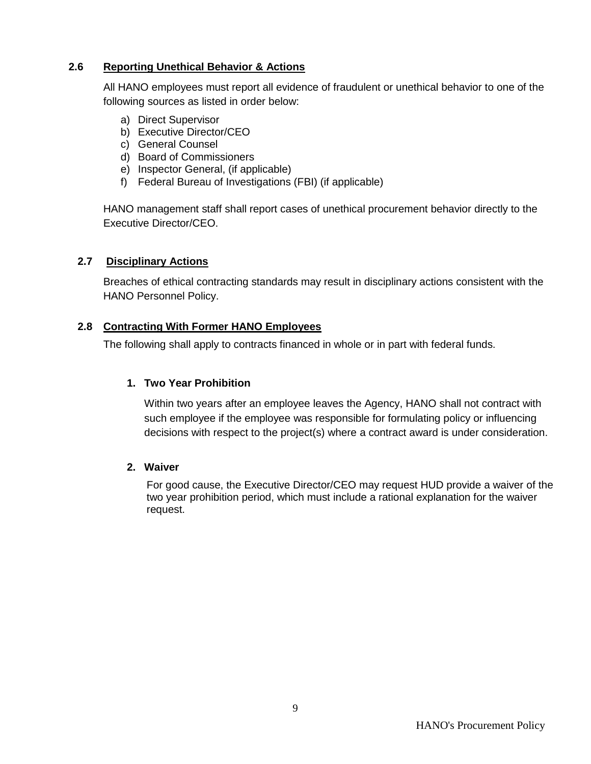### 2.6 Reporting Unethical Behavior & Actions

All HANO employees must report all evidence of fraudulent or unethical behavior to one of the following sources as listed in order below:

a) Direct Supervisor
b) Executive Director/CEO
c) General Counsel
d) Board of Commissioners
e) Inspector General, (if applicable)
f) Federal Bureau of Investigations (FBI) (if applicable)

HANO management staff shall report cases of unethical procurement behavior directly to the Executive Director/CEO.

### 2.7 Disciplinary Actions

Breaches of ethical contracting standards may result in disciplinary actions consistent with the HANO Personnel Policy.

### 2.8 Contracting With Former HANO Employees

The following shall apply to contracts financed in whole or in part with federal funds.

**1. Two Year Prohibition**

Within two years after an employee leaves the Agency, HANO shall not contract with such employee if the employee was responsible for formulating policy or influencing decisions with respect to the project(s) where a contract award is under consideration.

**2. Waiver**

For good cause, the Executive Director/CEO may request HUD provide a waiver of the two year prohibition period, which must include a rational explanation for the waiver request.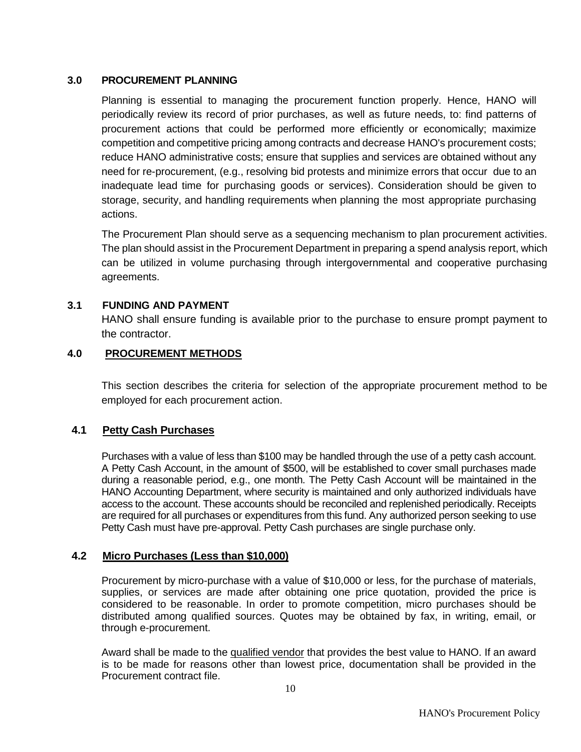## 3.0 PROCUREMENT PLANNING

Planning is essential to managing the procurement function properly. Hence, HANO will periodically review its record of prior purchases, as well as future needs, to: find patterns of procurement actions that could be performed more efficiently or economically; maximize competition and competitive pricing among contracts and decrease HANO's procurement costs; reduce HANO administrative costs; ensure that supplies and services are obtained without any need for re-procurement, (e.g., resolving bid protests and minimize errors that occur due to an inadequate lead time for purchasing goods or services). Consideration should be given to storage, security, and handling requirements when planning the most appropriate purchasing actions.

The Procurement Plan should serve as a sequencing mechanism to plan procurement activities. The plan should assist in the Procurement Department in preparing a spend analysis report, which can be utilized in volume purchasing through intergovernmental and cooperative purchasing agreements.

### 3.1 FUNDING AND PAYMENT

HANO shall ensure funding is available prior to the purchase to ensure prompt payment to the contractor.

## 4.0 PROCUREMENT METHODS

This section describes the criteria for selection of the appropriate procurement method to be employed for each procurement action.

### 4.1 Petty Cash Purchases

Purchases with a value of less than $100 may be handled through the use of a petty cash account. A Petty Cash Account, in the amount of $500, will be established to cover small purchases made during a reasonable period, e.g., one month. The Petty Cash Account will be maintained in the HANO Accounting Department, where security is maintained and only authorized individuals have access to the account. These accounts should be reconciled and replenished periodically. Receipts are required for all purchases or expenditures from this fund. Any authorized person seeking to use Petty Cash must have pre-approval. Petty Cash purchases are single purchase only.

### 4.2 Micro Purchases (Less than $10,000)

Procurement by micro-purchase with a value of $10,000 or less, for the purchase of materials, supplies, or services are made after obtaining one price quotation, provided the price is considered to be reasonable. In order to promote competition, micro purchases should be distributed among qualified sources. Quotes may be obtained by fax, in writing, email, or through e-procurement.

Award shall be made to the qualified vendor that provides the best value to HANO. If an award is to be made for reasons other than lowest price, documentation shall be provided in the Procurement contract file.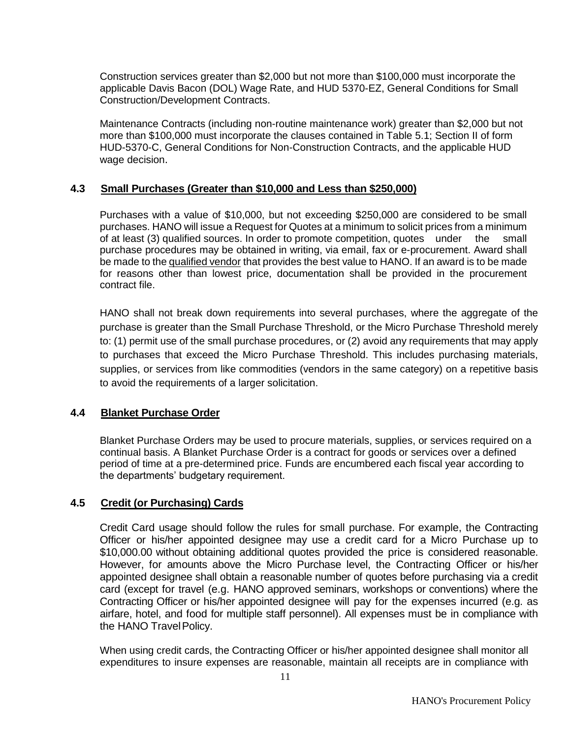Construction services greater than $2,000 but not more than $100,000 must incorporate the applicable Davis Bacon (DOL) Wage Rate, and HUD 5370-EZ, General Conditions for Small Construction/Development Contracts.

Maintenance Contracts (including non-routine maintenance work) greater than $2,000 but not more than $100,000 must incorporate the clauses contained in Table 5.1; Section II of form HUD-5370-C, General Conditions for Non-Construction Contracts, and the applicable HUD wage decision.

### 4.3 Small Purchases (Greater than $10,000 and Less than $250,000)

Purchases with a value of $10,000, but not exceeding $250,000 are considered to be small purchases. HANO will issue a Request for Quotes at a minimum to solicit prices from a minimum of at least (3) qualified sources. In order to promote competition, quotes under the small purchase procedures may be obtained in writing, via email, fax or e-procurement. Award shall be made to the qualified vendor that provides the best value to HANO. If an award is to be made for reasons other than lowest price, documentation shall be provided in the procurement contract file.

HANO shall not break down requirements into several purchases, where the aggregate of the purchase is greater than the Small Purchase Threshold, or the Micro Purchase Threshold merely to: (1) permit use of the small purchase procedures, or (2) avoid any requirements that may apply to purchases that exceed the Micro Purchase Threshold. This includes purchasing materials, supplies, or services from like commodities (vendors in the same category) on a repetitive basis to avoid the requirements of a larger solicitation.

### 4.4 Blanket Purchase Order

Blanket Purchase Orders may be used to procure materials, supplies, or services required on a continual basis. A Blanket Purchase Order is a contract for goods or services over a defined period of time at a pre-determined price. Funds are encumbered each fiscal year according to the departments' budgetary requirement.

### 4.5 Credit (or Purchasing) Cards

Credit Card usage should follow the rules for small purchase. For example, the Contracting Officer or his/her appointed designee may use a credit card for a Micro Purchase up to $10,000.00 without obtaining additional quotes provided the price is considered reasonable. However, for amounts above the Micro Purchase level, the Contracting Officer or his/her appointed designee shall obtain a reasonable number of quotes before purchasing via a credit card (except for travel (e.g. HANO approved seminars, workshops or conventions) where the Contracting Officer or his/her appointed designee will pay for the expenses incurred (e.g. as airfare, hotel, and food for multiple staff personnel). All expenses must be in compliance with the HANO Travel Policy.

When using credit cards, the Contracting Officer or his/her appointed designee shall monitor all expenditures to insure expenses are reasonable, maintain all receipts are in compliance with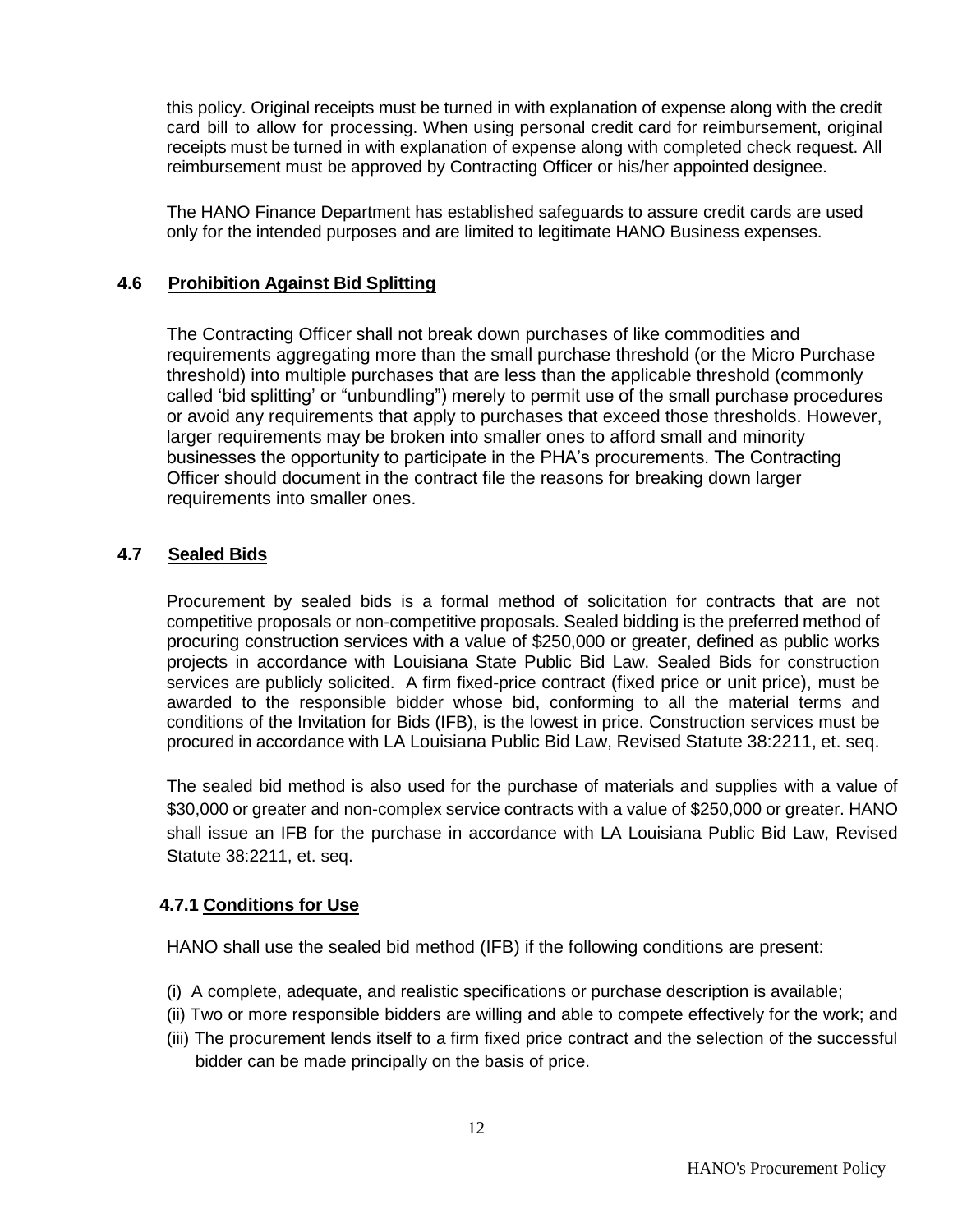this policy. Original receipts must be turned in with explanation of expense along with the credit card bill to allow for processing. When using personal credit card for reimbursement, original receipts must be turned in with explanation of expense along with completed check request. All reimbursement must be approved by Contracting Officer or his/her appointed designee.

The HANO Finance Department has established safeguards to assure credit cards are used only for the intended purposes and are limited to legitimate HANO Business expenses.

## 4.6 Prohibition Against Bid Splitting

The Contracting Officer shall not break down purchases of like commodities and requirements aggregating more than the small purchase threshold (or the Micro Purchase threshold) into multiple purchases that are less than the applicable threshold (commonly called 'bid splitting' or "unbundling") merely to permit use of the small purchase procedures or avoid any requirements that apply to purchases that exceed those thresholds. However, larger requirements may be broken into smaller ones to afford small and minority businesses the opportunity to participate in the PHA's procurements. The Contracting Officer should document in the contract file the reasons for breaking down larger requirements into smaller ones.

## 4.7 Sealed Bids

Procurement by sealed bids is a formal method of solicitation for contracts that are not competitive proposals or non-competitive proposals. Sealed bidding is the preferred method of procuring construction services with a value of $250,000 or greater, defined as public works projects in accordance with Louisiana State Public Bid Law. Sealed Bids for construction services are publicly solicited. A firm fixed-price contract (fixed price or unit price), must be awarded to the responsible bidder whose bid, conforming to all the material terms and conditions of the Invitation for Bids (IFB), is the lowest in price. Construction services must be procured in accordance with LA Louisiana Public Bid Law, Revised Statute 38:2211, et. seq.

The sealed bid method is also used for the purchase of materials and supplies with a value of $30,000 or greater and non-complex service contracts with a value of $250,000 or greater. HANO shall issue an IFB for the purchase in accordance with LA Louisiana Public Bid Law, Revised Statute 38:2211, et. seq.

### 4.7.1 Conditions for Use

HANO shall use the sealed bid method (IFB) if the following conditions are present:

(i) A complete, adequate, and realistic specifications or purchase description is available;
(ii) Two or more responsible bidders are willing and able to compete effectively for the work; and
(iii) The procurement lends itself to a firm fixed price contract and the selection of the successful bidder can be made principally on the basis of price.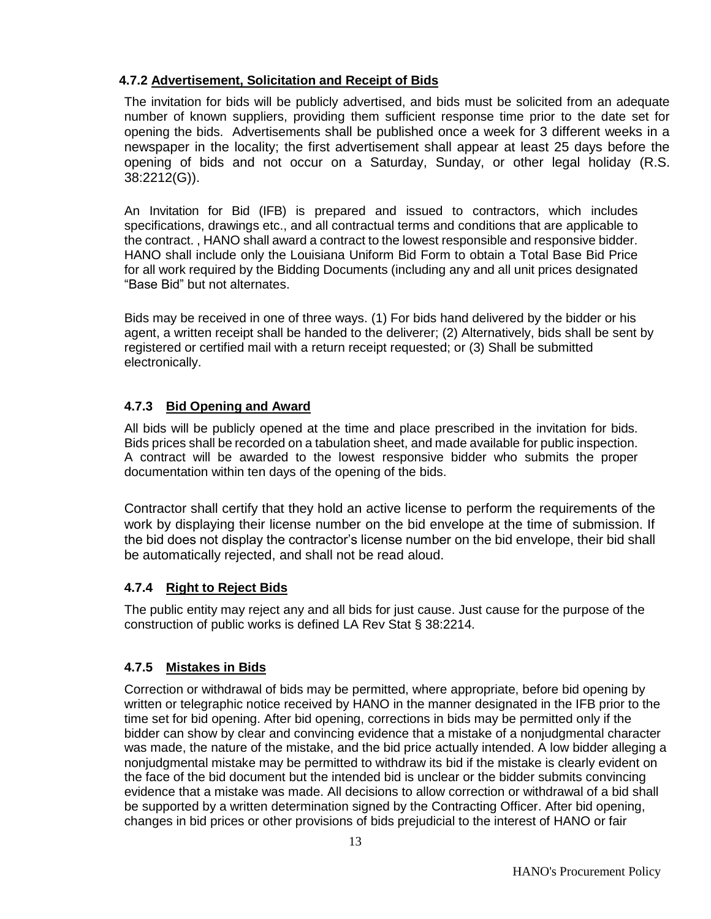### 4.7.2 Advertisement, Solicitation and Receipt of Bids

The invitation for bids will be publicly advertised, and bids must be solicited from an adequate number of known suppliers, providing them sufficient response time prior to the date set for opening the bids. Advertisements shall be published once a week for 3 different weeks in a newspaper in the locality; the first advertisement shall appear at least 25 days before the opening of bids and not occur on a Saturday, Sunday, or other legal holiday (R.S. 38:2212(G)).

An Invitation for Bid (IFB) is prepared and issued to contractors, which includes specifications, drawings etc., and all contractual terms and conditions that are applicable to the contract. , HANO shall award a contract to the lowest responsible and responsive bidder. HANO shall include only the Louisiana Uniform Bid Form to obtain a Total Base Bid Price for all work required by the Bidding Documents (including any and all unit prices designated "Base Bid" but not alternates.

Bids may be received in one of three ways. (1) For bids hand delivered by the bidder or his agent, a written receipt shall be handed to the deliverer; (2) Alternatively, bids shall be sent by registered or certified mail with a return receipt requested; or (3) Shall be submitted electronically.

### 4.7.3 Bid Opening and Award

All bids will be publicly opened at the time and place prescribed in the invitation for bids. Bids prices shall be recorded on a tabulation sheet, and made available for public inspection. A contract will be awarded to the lowest responsive bidder who submits the proper documentation within ten days of the opening of the bids.

Contractor shall certify that they hold an active license to perform the requirements of the work by displaying their license number on the bid envelope at the time of submission. If the bid does not display the contractor's license number on the bid envelope, their bid shall be automatically rejected, and shall not be read aloud.

### 4.7.4 Right to Reject Bids

The public entity may reject any and all bids for just cause. Just cause for the purpose of the construction of public works is defined LA Rev Stat § 38:2214.

### 4.7.5 Mistakes in Bids

Correction or withdrawal of bids may be permitted, where appropriate, before bid opening by written or telegraphic notice received by HANO in the manner designated in the IFB prior to the time set for bid opening. After bid opening, corrections in bids may be permitted only if the bidder can show by clear and convincing evidence that a mistake of a nonjudgmental character was made, the nature of the mistake, and the bid price actually intended. A low bidder alleging a nonjudgmental mistake may be permitted to withdraw its bid if the mistake is clearly evident on the face of the bid document but the intended bid is unclear or the bidder submits convincing evidence that a mistake was made. All decisions to allow correction or withdrawal of a bid shall be supported by a written determination signed by the Contracting Officer. After bid opening, changes in bid prices or other provisions of bids prejudicial to the interest of HANO or fair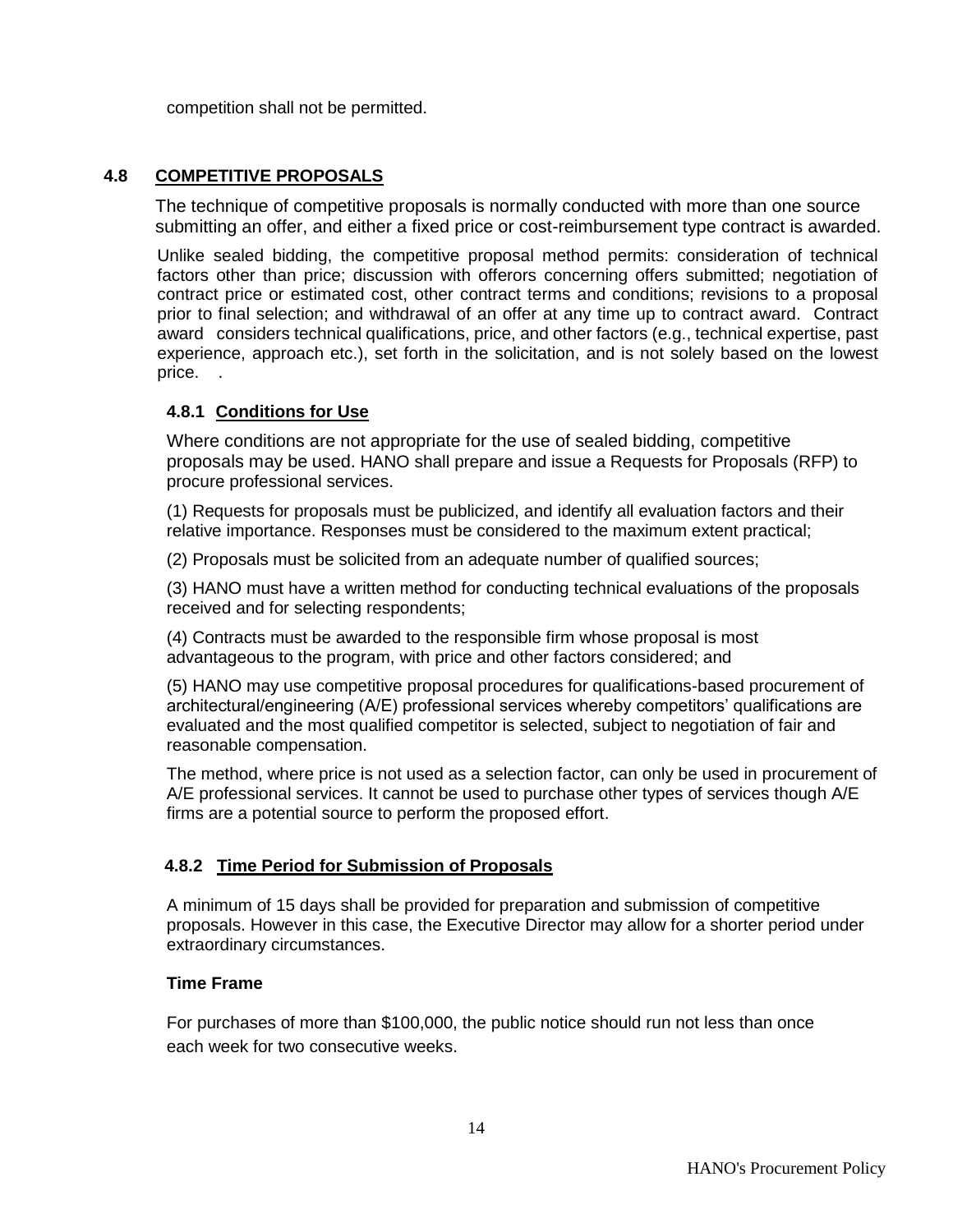competition shall not be permitted.

## 4.8 COMPETITIVE PROPOSALS

The technique of competitive proposals is normally conducted with more than one source submitting an offer, and either a fixed price or cost-reimbursement type contract is awarded.

Unlike sealed bidding, the competitive proposal method permits: consideration of technical factors other than price; discussion with offerors concerning offers submitted; negotiation of contract price or estimated cost, other contract terms and conditions; revisions to a proposal prior to final selection; and withdrawal of an offer at any time up to contract award. Contract award considers technical qualifications, price, and other factors (e.g., technical expertise, past experience, approach etc.), set forth in the solicitation, and is not solely based on the lowest price. .

### 4.8.1 Conditions for Use

Where conditions are not appropriate for the use of sealed bidding, competitive proposals may be used. HANO shall prepare and issue a Requests for Proposals (RFP) to procure professional services.

(1) Requests for proposals must be publicized, and identify all evaluation factors and their relative importance. Responses must be considered to the maximum extent practical;

(2) Proposals must be solicited from an adequate number of qualified sources;

(3) HANO must have a written method for conducting technical evaluations of the proposals received and for selecting respondents;

(4) Contracts must be awarded to the responsible firm whose proposal is most advantageous to the program, with price and other factors considered; and

(5) HANO may use competitive proposal procedures for qualifications-based procurement of architectural/engineering (A/E) professional services whereby competitors' qualifications are evaluated and the most qualified competitor is selected, subject to negotiation of fair and reasonable compensation.

The method, where price is not used as a selection factor, can only be used in procurement of A/E professional services. It cannot be used to purchase other types of services though A/E firms are a potential source to perform the proposed effort.

### 4.8.2 Time Period for Submission of Proposals

A minimum of 15 days shall be provided for preparation and submission of competitive proposals. However in this case, the Executive Director may allow for a shorter period under extraordinary circumstances.

**Time Frame**

For purchases of more than $100,000, the public notice should run not less than once each week for two consecutive weeks.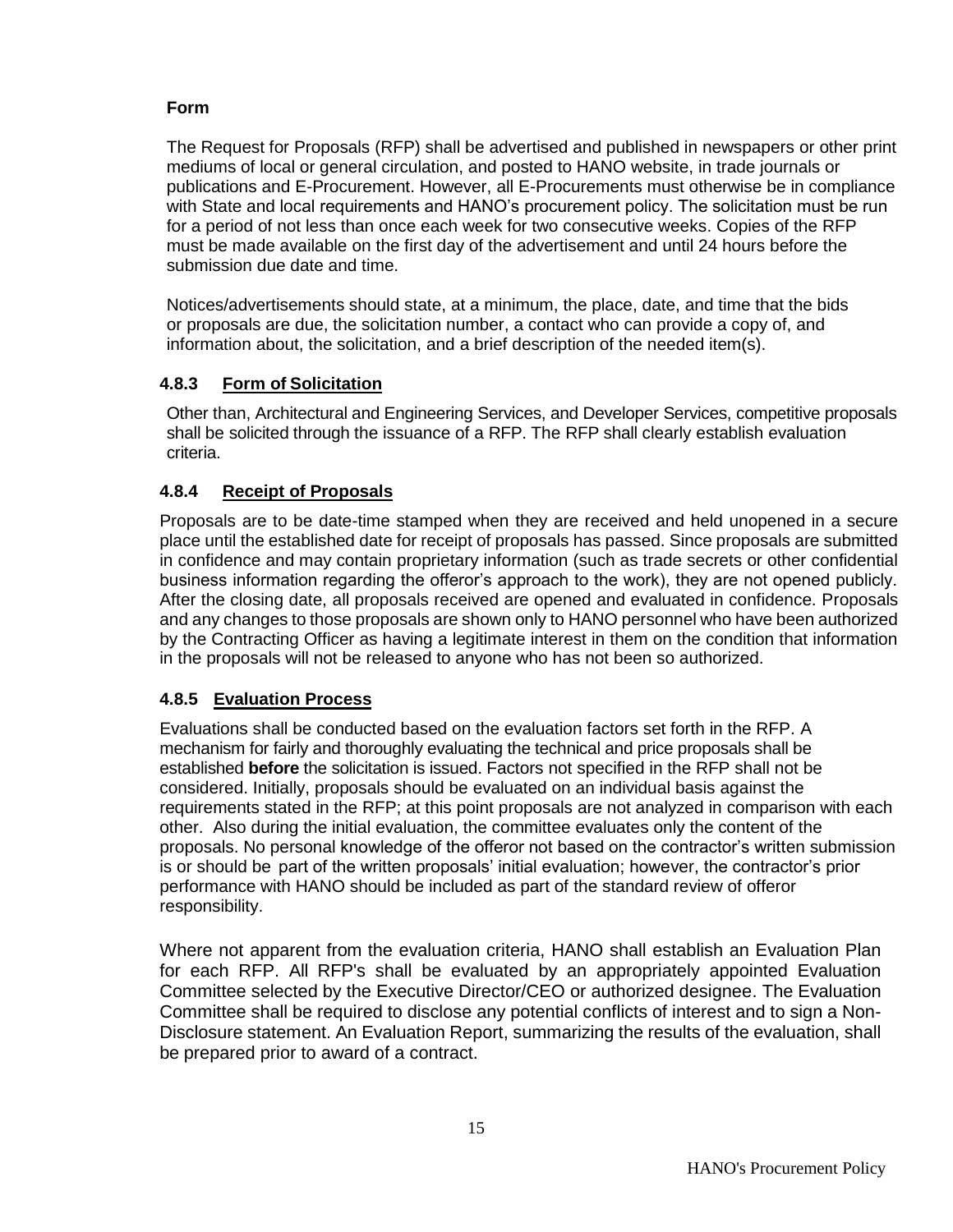**Form**

The Request for Proposals (RFP) shall be advertised and published in newspapers or other print mediums of local or general circulation, and posted to HANO website, in trade journals or publications and E-Procurement. However, all E-Procurements must otherwise be in compliance with State and local requirements and HANO's procurement policy. The solicitation must be run for a period of not less than once each week for two consecutive weeks. Copies of the RFP must be made available on the first day of the advertisement and until 24 hours before the submission due date and time.

Notices/advertisements should state, at a minimum, the place, date, and time that the bids or proposals are due, the solicitation number, a contact who can provide a copy of, and information about, the solicitation, and a brief description of the needed item(s).

### 4.8.3 Form of Solicitation

Other than, Architectural and Engineering Services, and Developer Services, competitive proposals shall be solicited through the issuance of a RFP. The RFP shall clearly establish evaluation criteria.

### 4.8.4 Receipt of Proposals

Proposals are to be date-time stamped when they are received and held unopened in a secure place until the established date for receipt of proposals has passed. Since proposals are submitted in confidence and may contain proprietary information (such as trade secrets or other confidential business information regarding the offeror's approach to the work), they are not opened publicly. After the closing date, all proposals received are opened and evaluated in confidence. Proposals and any changes to those proposals are shown only to HANO personnel who have been authorized by the Contracting Officer as having a legitimate interest in them on the condition that information in the proposals will not be released to anyone who has not been so authorized.

### 4.8.5 Evaluation Process

Evaluations shall be conducted based on the evaluation factors set forth in the RFP. A mechanism for fairly and thoroughly evaluating the technical and price proposals shall be established **before** the solicitation is issued. Factors not specified in the RFP shall not be considered. Initially, proposals should be evaluated on an individual basis against the requirements stated in the RFP; at this point proposals are not analyzed in comparison with each other. Also during the initial evaluation, the committee evaluates only the content of the proposals. No personal knowledge of the offeror not based on the contractor's written submission is or should be part of the written proposals' initial evaluation; however, the contractor's prior performance with HANO should be included as part of the standard review of offeror responsibility.

Where not apparent from the evaluation criteria, HANO shall establish an Evaluation Plan for each RFP. All RFP's shall be evaluated by an appropriately appointed Evaluation Committee selected by the Executive Director/CEO or authorized designee. The Evaluation Committee shall be required to disclose any potential conflicts of interest and to sign a Non-Disclosure statement. An Evaluation Report, summarizing the results of the evaluation, shall be prepared prior to award of a contract.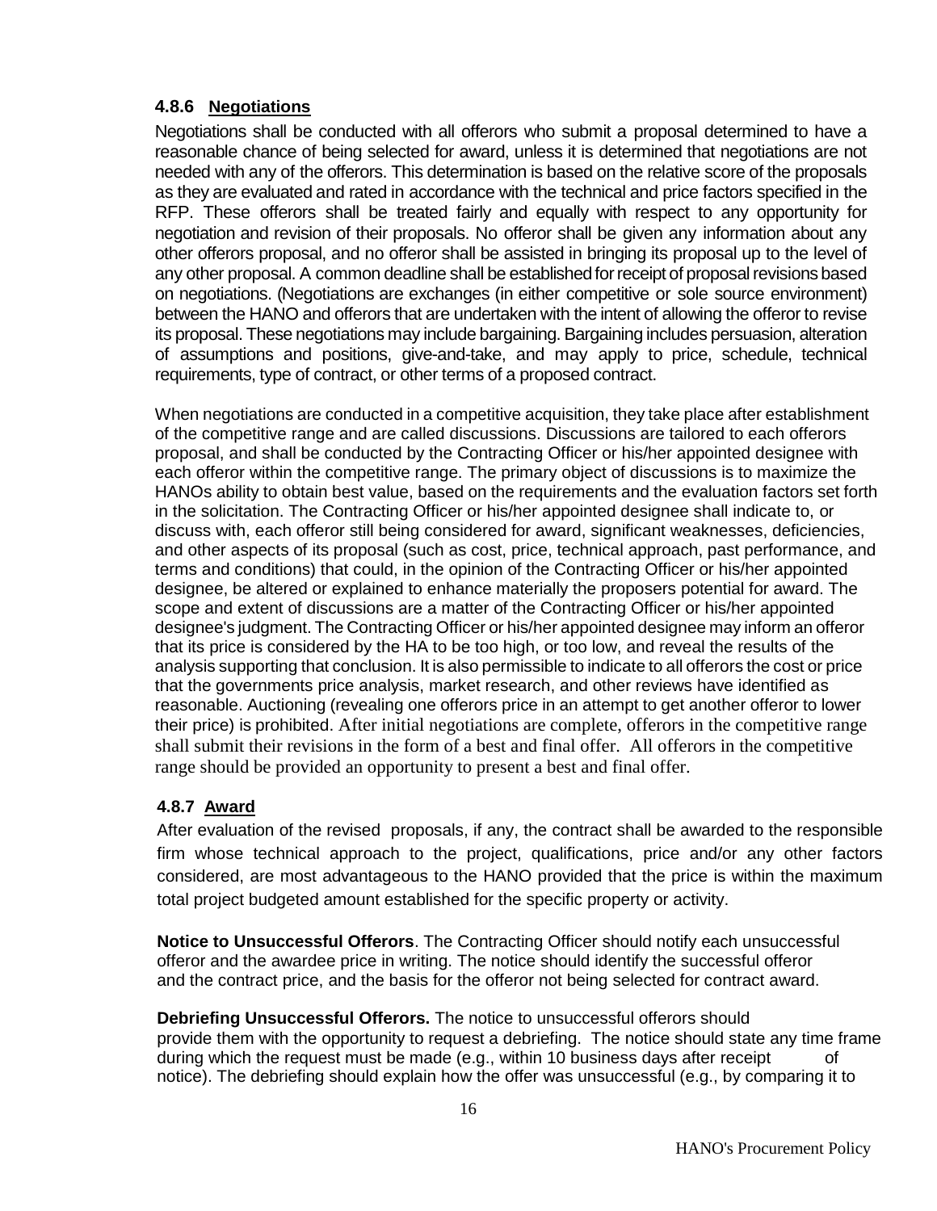#### 4.8.6 Negotiations

Negotiations shall be conducted with all offerors who submit a proposal determined to have a reasonable chance of being selected for award, unless it is determined that negotiations are not needed with any of the offerors. This determination is based on the relative score of the proposals as they are evaluated and rated in accordance with the technical and price factors specified in the RFP. These offerors shall be treated fairly and equally with respect to any opportunity for negotiation and revision of their proposals. No offeror shall be given any information about any other offerors proposal, and no offeror shall be assisted in bringing its proposal up to the level of any other proposal. A common deadline shall be established for receipt of proposal revisions based on negotiations. (Negotiations are exchanges (in either competitive or sole source environment) between the HANO and offerors that are undertaken with the intent of allowing the offeror to revise its proposal. These negotiations may include bargaining. Bargaining includes persuasion, alteration of assumptions and positions, give-and-take, and may apply to price, schedule, technical requirements, type of contract, or other terms of a proposed contract.

When negotiations are conducted in a competitive acquisition, they take place after establishment of the competitive range and are called discussions. Discussions are tailored to each offerors proposal, and shall be conducted by the Contracting Officer or his/her appointed designee with each offeror within the competitive range. The primary object of discussions is to maximize the HANOs ability to obtain best value, based on the requirements and the evaluation factors set forth in the solicitation. The Contracting Officer or his/her appointed designee shall indicate to, or discuss with, each offeror still being considered for award, significant weaknesses, deficiencies, and other aspects of its proposal (such as cost, price, technical approach, past performance, and terms and conditions) that could, in the opinion of the Contracting Officer or his/her appointed designee, be altered or explained to enhance materially the proposers potential for award. The scope and extent of discussions are a matter of the Contracting Officer or his/her appointed designee's judgment. The Contracting Officer or his/her appointed designee may inform an offeror that its price is considered by the HA to be too high, or too low, and reveal the results of the analysis supporting that conclusion. It is also permissible to indicate to all offerors the cost or price that the governments price analysis, market research, and other reviews have identified as reasonable. Auctioning (revealing one offerors price in an attempt to get another offeror to lower their price) is prohibited. After initial negotiations are complete, offerors in the competitive range shall submit their revisions in the form of a best and final offer. All offerors in the competitive range should be provided an opportunity to present a best and final offer.

#### 4.8.7 Award

After evaluation of the revised proposals, if any, the contract shall be awarded to the responsible firm whose technical approach to the project, qualifications, price and/or any other factors considered, are most advantageous to the HANO provided that the price is within the maximum total project budgeted amount established for the specific property or activity.

**Notice to Unsuccessful Offerors**. The Contracting Officer should notify each unsuccessful offeror and the awardee price in writing. The notice should identify the successful offeror and the contract price, and the basis for the offeror not being selected for contract award.

**Debriefing Unsuccessful Offerors.** The notice to unsuccessful offerors should provide them with the opportunity to request a debriefing. The notice should state any time frame during which the request must be made (e.g., within 10 business days after receipt of notice). The debriefing should explain how the offer was unsuccessful (e.g., by comparing it to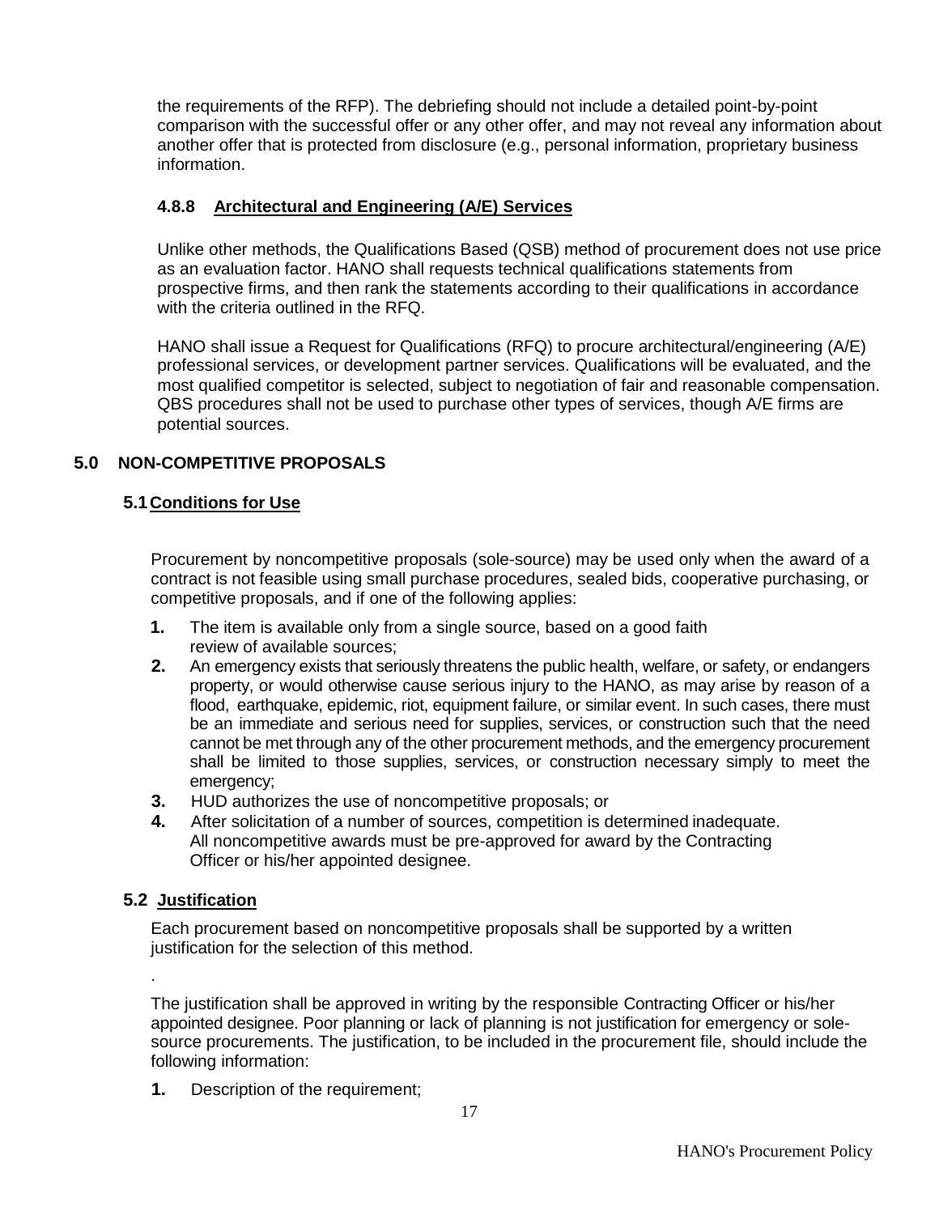the requirements of the RFP). The debriefing should not include a detailed point-by-point comparison with the successful offer or any other offer, and may not reveal any information about another offer that is protected from disclosure (e.g., personal information, proprietary business information.

### 4.8.8 Architectural and Engineering (A/E) Services

Unlike other methods, the Qualifications Based (QSB) method of procurement does not use price as an evaluation factor. HANO shall requests technical qualifications statements from prospective firms, and then rank the statements according to their qualifications in accordance with the criteria outlined in the RFQ.

HANO shall issue a Request for Qualifications (RFQ) to procure architectural/engineering (A/E) professional services, or development partner services. Qualifications will be evaluated, and the most qualified competitor is selected, subject to negotiation of fair and reasonable compensation. QBS procedures shall not be used to purchase other types of services, though A/E firms are potential sources.

## 5.0 NON-COMPETITIVE PROPOSALS

### 5.1 Conditions for Use

Procurement by noncompetitive proposals (sole-source) may be used only when the award of a contract is not feasible using small purchase procedures, sealed bids, cooperative purchasing, or competitive proposals, and if one of the following applies:

1. The item is available only from a single source, based on a good faith review of available sources;
2. An emergency exists that seriously threatens the public health, welfare, or safety, or endangers property, or would otherwise cause serious injury to the HANO, as may arise by reason of a flood, earthquake, epidemic, riot, equipment failure, or similar event. In such cases, there must be an immediate and serious need for supplies, services, or construction such that the need cannot be met through any of the other procurement methods, and the emergency procurement shall be limited to those supplies, services, or construction necessary simply to meet the emergency;
3. HUD authorizes the use of noncompetitive proposals; or
4. After solicitation of a number of sources, competition is determined inadequate. All noncompetitive awards must be pre-approved for award by the Contracting Officer or his/her appointed designee.

### 5.2 Justification

Each procurement based on noncompetitive proposals shall be supported by a written justification for the selection of this method.

.

The justification shall be approved in writing by the responsible Contracting Officer or his/her appointed designee. Poor planning or lack of planning is not justification for emergency or sole-source procurements. The justification, to be included in the procurement file, should include the following information:

1. Description of the requirement;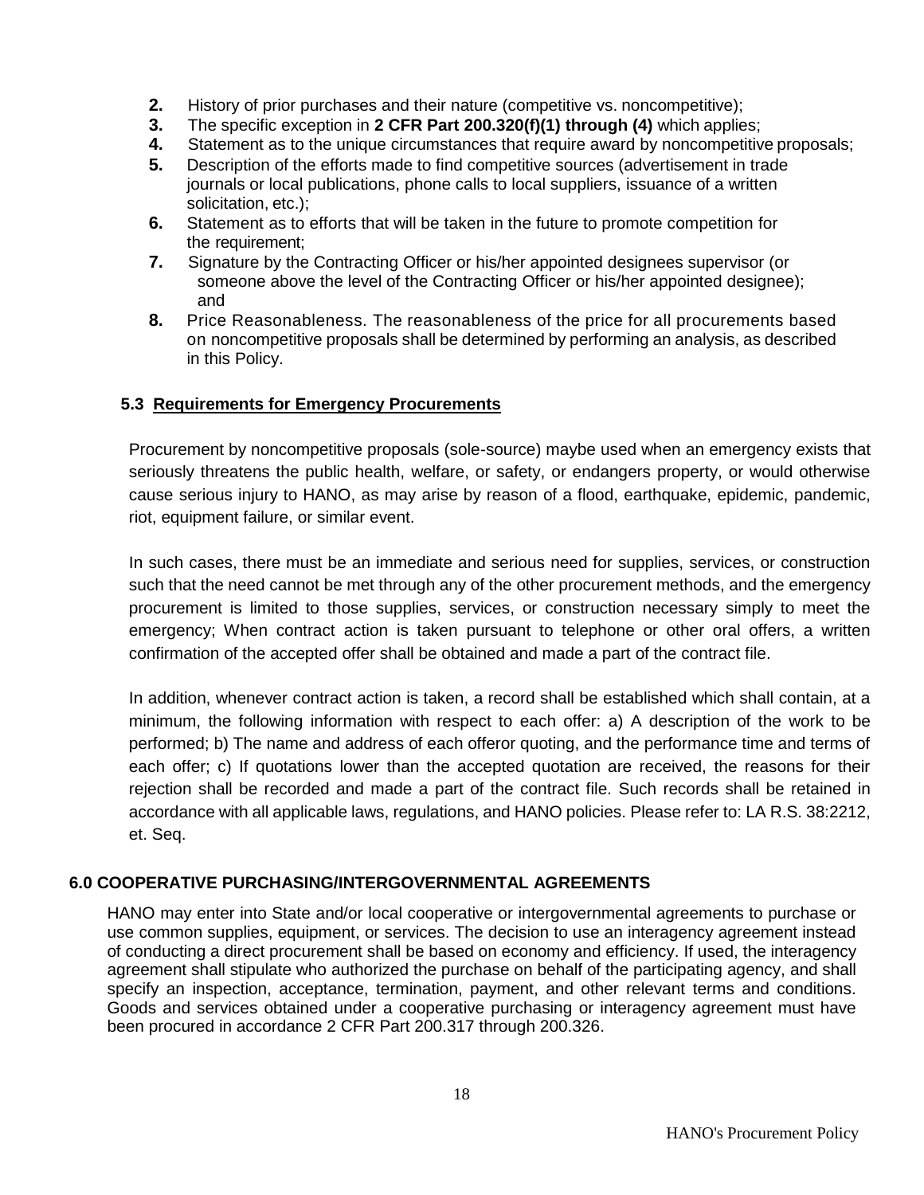2. History of prior purchases and their nature (competitive vs. noncompetitive);
3. The specific exception in **2 CFR Part 200.320(f)(1) through (4)** which applies;
4. Statement as to the unique circumstances that require award by noncompetitive proposals;
5. Description of the efforts made to find competitive sources (advertisement in trade journals or local publications, phone calls to local suppliers, issuance of a written solicitation, etc.);
6. Statement as to efforts that will be taken in the future to promote competition for the requirement;
7. Signature by the Contracting Officer or his/her appointed designees supervisor (or someone above the level of the Contracting Officer or his/her appointed designee); and
8. Price Reasonableness. The reasonableness of the price for all procurements based on noncompetitive proposals shall be determined by performing an analysis, as described in this Policy.

### 5.3 Requirements for Emergency Procurements

Procurement by noncompetitive proposals (sole-source) maybe used when an emergency exists that seriously threatens the public health, welfare, or safety, or endangers property, or would otherwise cause serious injury to HANO, as may arise by reason of a flood, earthquake, epidemic, pandemic, riot, equipment failure, or similar event.

In such cases, there must be an immediate and serious need for supplies, services, or construction such that the need cannot be met through any of the other procurement methods, and the emergency procurement is limited to those supplies, services, or construction necessary simply to meet the emergency; When contract action is taken pursuant to telephone or other oral offers, a written confirmation of the accepted offer shall be obtained and made a part of the contract file.

In addition, whenever contract action is taken, a record shall be established which shall contain, at a minimum, the following information with respect to each offer: a) A description of the work to be performed; b) The name and address of each offeror quoting, and the performance time and terms of each offer; c) If quotations lower than the accepted quotation are received, the reasons for their rejection shall be recorded and made a part of the contract file. Such records shall be retained in accordance with all applicable laws, regulations, and HANO policies. Please refer to: LA R.S. 38:2212, et. Seq.

## 6.0 COOPERATIVE PURCHASING/INTERGOVERNMENTAL AGREEMENTS

HANO may enter into State and/or local cooperative or intergovernmental agreements to purchase or use common supplies, equipment, or services. The decision to use an interagency agreement instead of conducting a direct procurement shall be based on economy and efficiency. If used, the interagency agreement shall stipulate who authorized the purchase on behalf of the participating agency, and shall specify an inspection, acceptance, termination, payment, and other relevant terms and conditions. Goods and services obtained under a cooperative purchasing or interagency agreement must have been procured in accordance 2 CFR Part 200.317 through 200.326.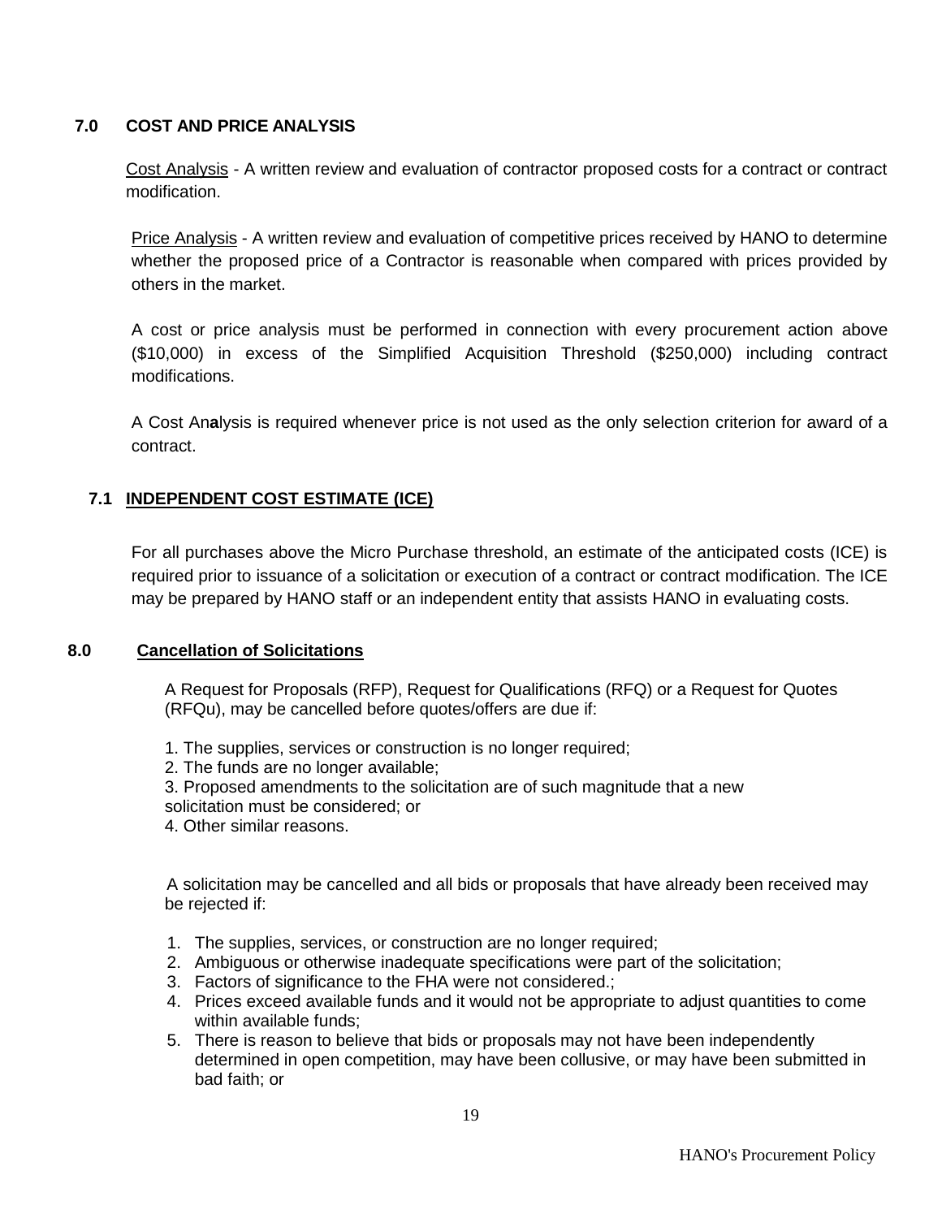## 7.0 COST AND PRICE ANALYSIS

Cost Analysis - A written review and evaluation of contractor proposed costs for a contract or contract modification.

Price Analysis - A written review and evaluation of competitive prices received by HANO to determine whether the proposed price of a Contractor is reasonable when compared with prices provided by others in the market.

A cost or price analysis must be performed in connection with every procurement action above ($10,000) in excess of the Simplified Acquisition Threshold ($250,000) including contract modifications.

A Cost Analysis is required whenever price is not used as the only selection criterion for award of a contract.

### 7.1 INDEPENDENT COST ESTIMATE (ICE)

For all purchases above the Micro Purchase threshold, an estimate of the anticipated costs (ICE) is required prior to issuance of a solicitation or execution of a contract or contract modification. The ICE may be prepared by HANO staff or an independent entity that assists HANO in evaluating costs.

## 8.0 Cancellation of Solicitations

A Request for Proposals (RFP), Request for Qualifications (RFQ) or a Request for Quotes (RFQu), may be cancelled before quotes/offers are due if:

1. The supplies, services or construction is no longer required;
2. The funds are no longer available;
3. Proposed amendments to the solicitation are of such magnitude that a new solicitation must be considered; or
4. Other similar reasons.

A solicitation may be cancelled and all bids or proposals that have already been received may be rejected if:

1. The supplies, services, or construction are no longer required;
2. Ambiguous or otherwise inadequate specifications were part of the solicitation;
3. Factors of significance to the FHA were not considered.;
4. Prices exceed available funds and it would not be appropriate to adjust quantities to come within available funds;
5. There is reason to believe that bids or proposals may not have been independently determined in open competition, may have been collusive, or may have been submitted in bad faith; or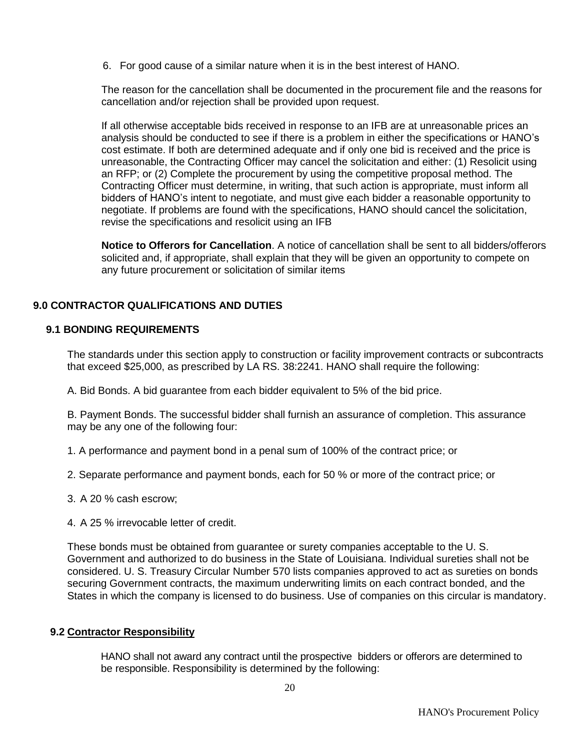6. For good cause of a similar nature when it is in the best interest of HANO.

The reason for the cancellation shall be documented in the procurement file and the reasons for cancellation and/or rejection shall be provided upon request.

If all otherwise acceptable bids received in response to an IFB are at unreasonable prices an analysis should be conducted to see if there is a problem in either the specifications or HANO's cost estimate. If both are determined adequate and if only one bid is received and the price is unreasonable, the Contracting Officer may cancel the solicitation and either: (1) Resolicit using an RFP; or (2) Complete the procurement by using the competitive proposal method. The Contracting Officer must determine, in writing, that such action is appropriate, must inform all bidders of HANO's intent to negotiate, and must give each bidder a reasonable opportunity to negotiate. If problems are found with the specifications, HANO should cancel the solicitation, revise the specifications and resolicit using an IFB

**Notice to Offerors for Cancellation**. A notice of cancellation shall be sent to all bidders/offerors solicited and, if appropriate, shall explain that they will be given an opportunity to compete on any future procurement or solicitation of similar items

## 9.0 CONTRACTOR QUALIFICATIONS AND DUTIES

### 9.1 BONDING REQUIREMENTS

The standards under this section apply to construction or facility improvement contracts or subcontracts that exceed $25,000, as prescribed by LA RS. 38:2241. HANO shall require the following:

A. Bid Bonds. A bid guarantee from each bidder equivalent to 5% of the bid price.

B. Payment Bonds. The successful bidder shall furnish an assurance of completion. This assurance may be any one of the following four:

1. A performance and payment bond in a penal sum of 100% of the contract price; or

2. Separate performance and payment bonds, each for 50 % or more of the contract price; or

3. A 20 % cash escrow;

4. A 25 % irrevocable letter of credit.

These bonds must be obtained from guarantee or surety companies acceptable to the U. S. Government and authorized to do business in the State of Louisiana. Individual sureties shall not be considered. U. S. Treasury Circular Number 570 lists companies approved to act as sureties on bonds securing Government contracts, the maximum underwriting limits on each contract bonded, and the States in which the company is licensed to do business. Use of companies on this circular is mandatory.

### 9.2 Contractor Responsibility

HANO shall not award any contract until the prospective bidders or offerors are determined to be responsible. Responsibility is determined by the following: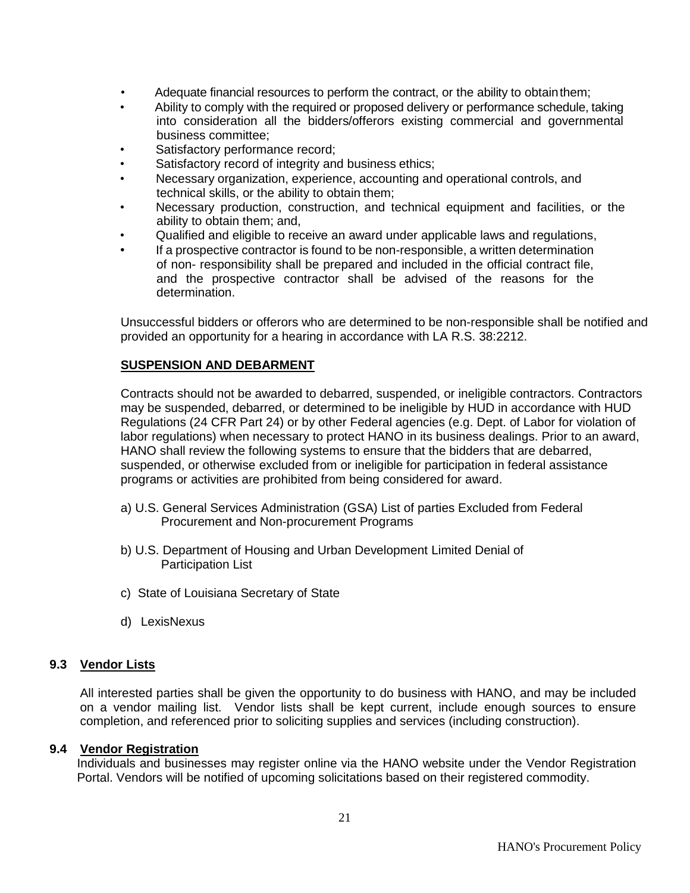- Adequate financial resources to perform the contract, or the ability to obtain them;
- Ability to comply with the required or proposed delivery or performance schedule, taking into consideration all the bidders/offerors existing commercial and governmental business committee;
- Satisfactory performance record;
- Satisfactory record of integrity and business ethics;
- Necessary organization, experience, accounting and operational controls, and technical skills, or the ability to obtain them;
- Necessary production, construction, and technical equipment and facilities, or the ability to obtain them; and,
- Qualified and eligible to receive an award under applicable laws and regulations,
- If a prospective contractor is found to be non-responsible, a written determination of non- responsibility shall be prepared and included in the official contract file, and the prospective contractor shall be advised of the reasons for the determination.

Unsuccessful bidders or offerors who are determined to be non-responsible shall be notified and provided an opportunity for a hearing in accordance with LA R.S. 38:2212.

**SUSPENSION AND DEBARMENT**

Contracts should not be awarded to debarred, suspended, or ineligible contractors. Contractors may be suspended, debarred, or determined to be ineligible by HUD in accordance with HUD Regulations (24 CFR Part 24) or by other Federal agencies (e.g. Dept. of Labor for violation of labor regulations) when necessary to protect HANO in its business dealings. Prior to an award, HANO shall review the following systems to ensure that the bidders that are debarred, suspended, or otherwise excluded from or ineligible for participation in federal assistance programs or activities are prohibited from being considered for award.

a) U.S. General Services Administration (GSA) List of parties Excluded from Federal Procurement and Non-procurement Programs

b) U.S. Department of Housing and Urban Development Limited Denial of Participation List

c) State of Louisiana Secretary of State

d) LexisNexus

## 9.3 Vendor Lists

All interested parties shall be given the opportunity to do business with HANO, and may be included on a vendor mailing list. Vendor lists shall be kept current, include enough sources to ensure completion, and referenced prior to soliciting supplies and services (including construction).

## 9.4 Vendor Registration

Individuals and businesses may register online via the HANO website under the Vendor Registration Portal. Vendors will be notified of upcoming solicitations based on their registered commodity.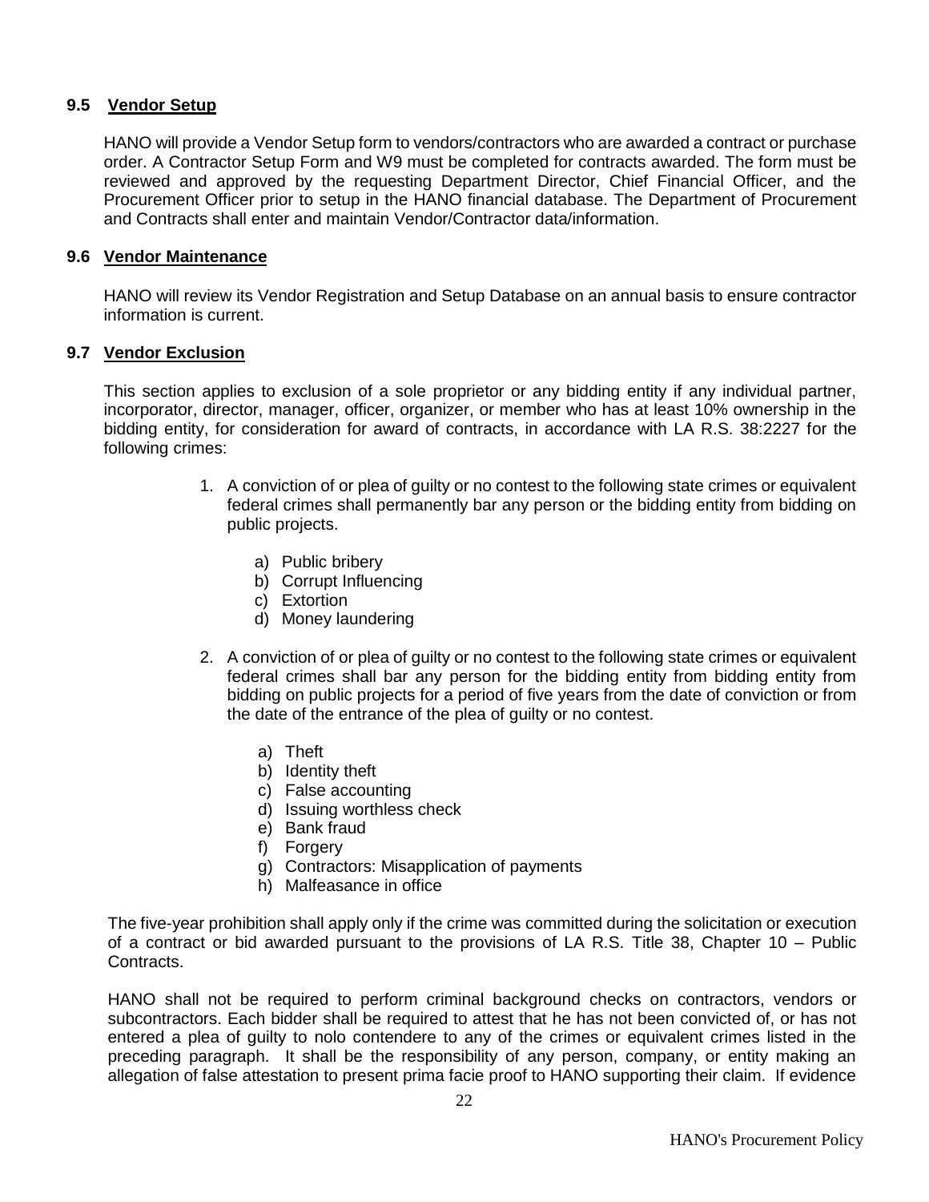### 9.5 Vendor Setup

HANO will provide a Vendor Setup form to vendors/contractors who are awarded a contract or purchase order. A Contractor Setup Form and W9 must be completed for contracts awarded. The form must be reviewed and approved by the requesting Department Director, Chief Financial Officer, and the Procurement Officer prior to setup in the HANO financial database. The Department of Procurement and Contracts shall enter and maintain Vendor/Contractor data/information.

### 9.6 Vendor Maintenance

HANO will review its Vendor Registration and Setup Database on an annual basis to ensure contractor information is current.

### 9.7 Vendor Exclusion

This section applies to exclusion of a sole proprietor or any bidding entity if any individual partner, incorporator, director, manager, officer, organizer, or member who has at least 10% ownership in the bidding entity, for consideration for award of contracts, in accordance with LA R.S. 38:2227 for the following crimes:

1. A conviction of or plea of guilty or no contest to the following state crimes or equivalent federal crimes shall permanently bar any person or the bidding entity from bidding on public projects.

   a) Public bribery
   b) Corrupt Influencing
   c) Extortion
   d) Money laundering

2. A conviction of or plea of guilty or no contest to the following state crimes or equivalent federal crimes shall bar any person for the bidding entity from bidding entity from bidding on public projects for a period of five years from the date of conviction or from the date of the entrance of the plea of guilty or no contest.

   a) Theft
   b) Identity theft
   c) False accounting
   d) Issuing worthless check
   e) Bank fraud
   f) Forgery
   g) Contractors: Misapplication of payments
   h) Malfeasance in office

The five-year prohibition shall apply only if the crime was committed during the solicitation or execution of a contract or bid awarded pursuant to the provisions of LA R.S. Title 38, Chapter 10 – Public Contracts.

HANO shall not be required to perform criminal background checks on contractors, vendors or subcontractors. Each bidder shall be required to attest that he has not been convicted of, or has not entered a plea of guilty to nolo contendere to any of the crimes or equivalent crimes listed in the preceding paragraph. It shall be the responsibility of any person, company, or entity making an allegation of false attestation to present prima facie proof to HANO supporting their claim. If evidence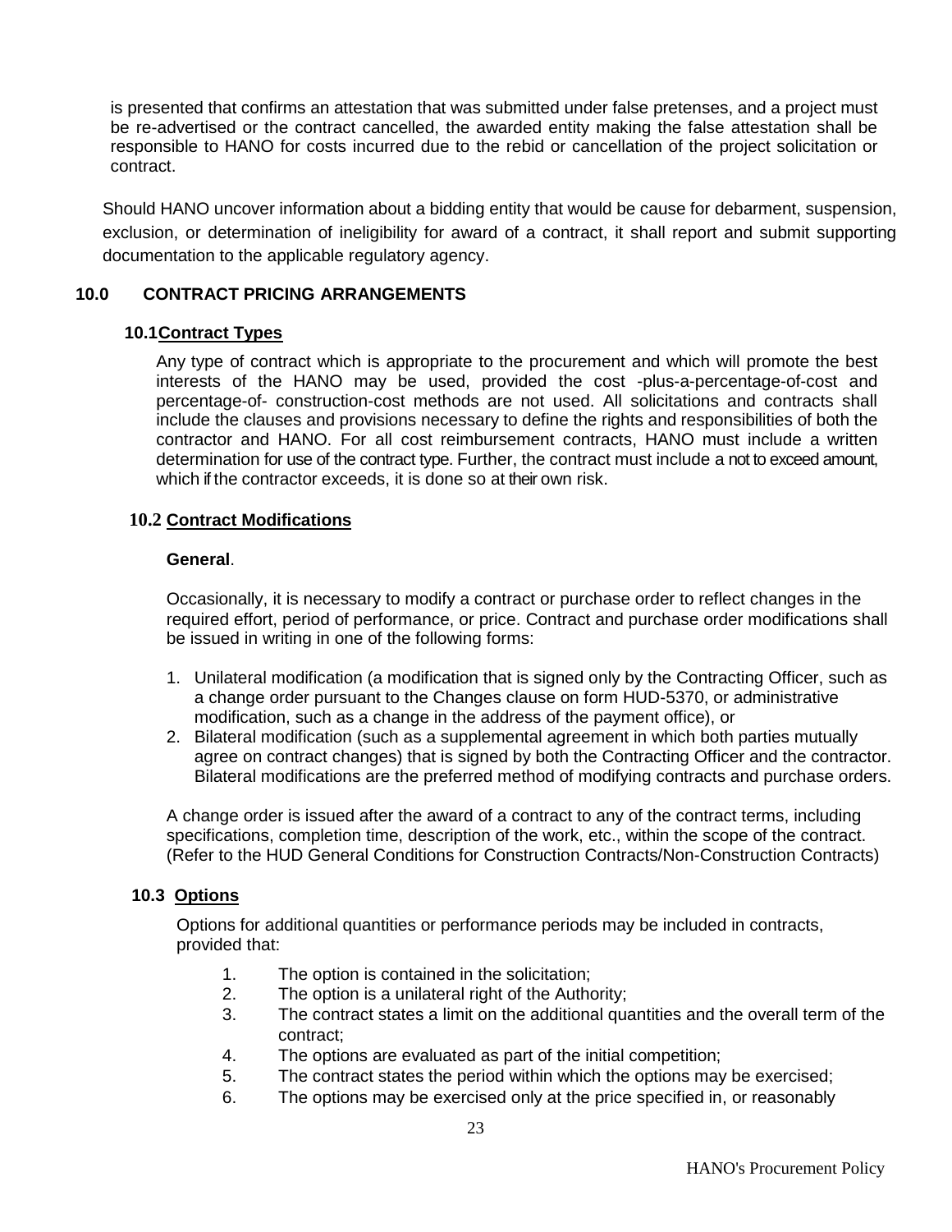is presented that confirms an attestation that was submitted under false pretenses, and a project must be re-advertised or the contract cancelled, the awarded entity making the false attestation shall be responsible to HANO for costs incurred due to the rebid or cancellation of the project solicitation or contract.

Should HANO uncover information about a bidding entity that would be cause for debarment, suspension, exclusion, or determination of ineligibility for award of a contract, it shall report and submit supporting documentation to the applicable regulatory agency.

## 10.0 CONTRACT PRICING ARRANGEMENTS

### 10.1 Contract Types

Any type of contract which is appropriate to the procurement and which will promote the best interests of the HANO may be used, provided the cost -plus-a-percentage-of-cost and percentage-of- construction-cost methods are not used. All solicitations and contracts shall include the clauses and provisions necessary to define the rights and responsibilities of both the contractor and HANO. For all cost reimbursement contracts, HANO must include a written determination for use of the contract type. Further, the contract must include a not to exceed amount, which if the contractor exceeds, it is done so at their own risk.

### 10.2 Contract Modifications

**General**.

Occasionally, it is necessary to modify a contract or purchase order to reflect changes in the required effort, period of performance, or price. Contract and purchase order modifications shall be issued in writing in one of the following forms:

1. Unilateral modification (a modification that is signed only by the Contracting Officer, such as a change order pursuant to the Changes clause on form HUD-5370, or administrative modification, such as a change in the address of the payment office), or
2. Bilateral modification (such as a supplemental agreement in which both parties mutually agree on contract changes) that is signed by both the Contracting Officer and the contractor. Bilateral modifications are the preferred method of modifying contracts and purchase orders.

A change order is issued after the award of a contract to any of the contract terms, including specifications, completion time, description of the work, etc., within the scope of the contract. (Refer to the HUD General Conditions for Construction Contracts/Non-Construction Contracts)

### 10.3 Options

Options for additional quantities or performance periods may be included in contracts, provided that:

1. The option is contained in the solicitation;
2. The option is a unilateral right of the Authority;
3. The contract states a limit on the additional quantities and the overall term of the contract;
4. The options are evaluated as part of the initial competition;
5. The contract states the period within which the options may be exercised;
6. The options may be exercised only at the price specified in, or reasonably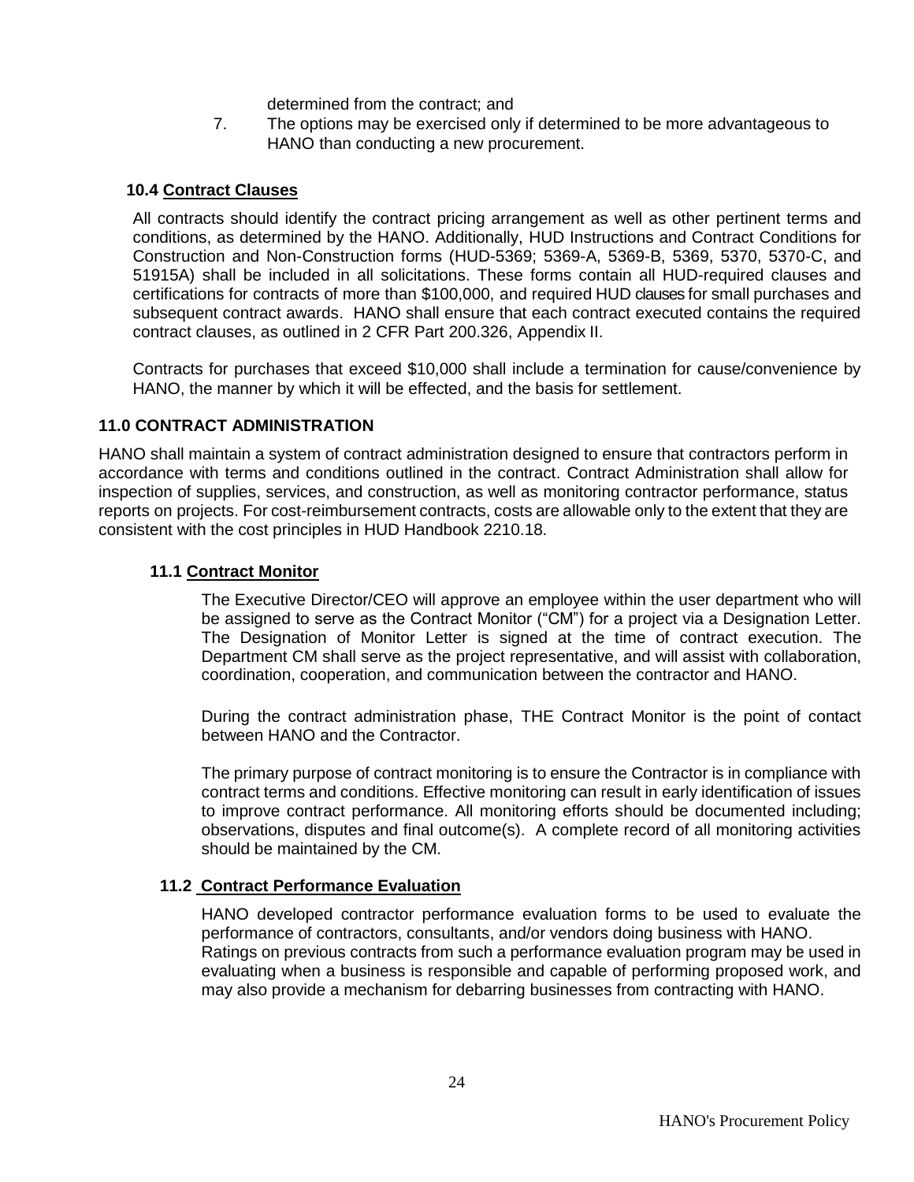determined from the contract; and

7. The options may be exercised only if determined to be more advantageous to HANO than conducting a new procurement.

### 10.4 Contract Clauses

All contracts should identify the contract pricing arrangement as well as other pertinent terms and conditions, as determined by the HANO. Additionally, HUD Instructions and Contract Conditions for Construction and Non-Construction forms (HUD-5369; 5369-A, 5369-B, 5369, 5370, 5370-C, and 51915A) shall be included in all solicitations. These forms contain all HUD-required clauses and certifications for contracts of more than $100,000, and required HUD clauses for small purchases and subsequent contract awards. HANO shall ensure that each contract executed contains the required contract clauses, as outlined in 2 CFR Part 200.326, Appendix II.

Contracts for purchases that exceed $10,000 shall include a termination for cause/convenience by HANO, the manner by which it will be effected, and the basis for settlement.

## 11.0 CONTRACT ADMINISTRATION

HANO shall maintain a system of contract administration designed to ensure that contractors perform in accordance with terms and conditions outlined in the contract. Contract Administration shall allow for inspection of supplies, services, and construction, as well as monitoring contractor performance, status reports on projects. For cost-reimbursement contracts, costs are allowable only to the extent that they are consistent with the cost principles in HUD Handbook 2210.18.

### 11.1 Contract Monitor

The Executive Director/CEO will approve an employee within the user department who will be assigned to serve as the Contract Monitor ("CM") for a project via a Designation Letter. The Designation of Monitor Letter is signed at the time of contract execution. The Department CM shall serve as the project representative, and will assist with collaboration, coordination, cooperation, and communication between the contractor and HANO.

During the contract administration phase, THE Contract Monitor is the point of contact between HANO and the Contractor.

The primary purpose of contract monitoring is to ensure the Contractor is in compliance with contract terms and conditions. Effective monitoring can result in early identification of issues to improve contract performance. All monitoring efforts should be documented including; observations, disputes and final outcome(s). A complete record of all monitoring activities should be maintained by the CM.

### 11.2 Contract Performance Evaluation

HANO developed contractor performance evaluation forms to be used to evaluate the performance of contractors, consultants, and/or vendors doing business with HANO. Ratings on previous contracts from such a performance evaluation program may be used in evaluating when a business is responsible and capable of performing proposed work, and may also provide a mechanism for debarring businesses from contracting with HANO.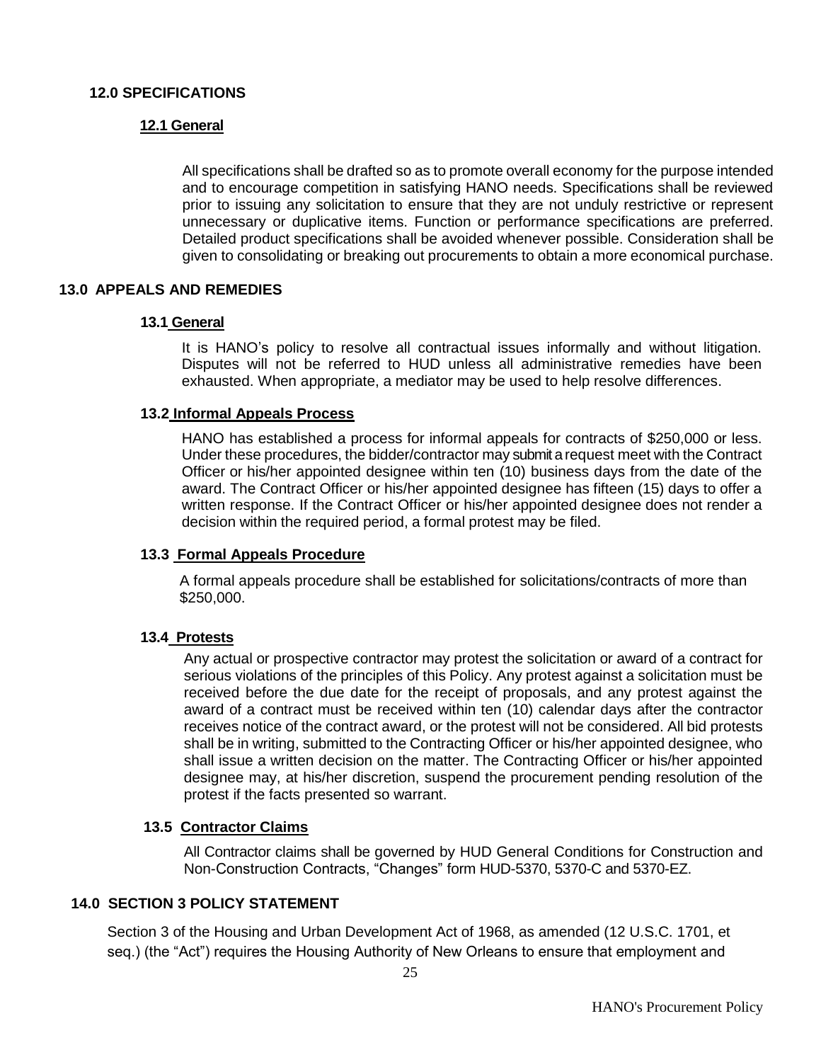## 12.0 SPECIFICATIONS

### 12.1 General

All specifications shall be drafted so as to promote overall economy for the purpose intended and to encourage competition in satisfying HANO needs. Specifications shall be reviewed prior to issuing any solicitation to ensure that they are not unduly restrictive or represent unnecessary or duplicative items. Function or performance specifications are preferred. Detailed product specifications shall be avoided whenever possible. Consideration shall be given to consolidating or breaking out procurements to obtain a more economical purchase.

## 13.0 APPEALS AND REMEDIES

### 13.1 General

It is HANO's policy to resolve all contractual issues informally and without litigation. Disputes will not be referred to HUD unless all administrative remedies have been exhausted. When appropriate, a mediator may be used to help resolve differences.

### 13.2 Informal Appeals Process

HANO has established a process for informal appeals for contracts of $250,000 or less. Under these procedures, the bidder/contractor may submit a request meet with the Contract Officer or his/her appointed designee within ten (10) business days from the date of the award. The Contract Officer or his/her appointed designee has fifteen (15) days to offer a written response. If the Contract Officer or his/her appointed designee does not render a decision within the required period, a formal protest may be filed.

### 13.3 Formal Appeals Procedure

A formal appeals procedure shall be established for solicitations/contracts of more than $250,000.

### 13.4 Protests

Any actual or prospective contractor may protest the solicitation or award of a contract for serious violations of the principles of this Policy. Any protest against a solicitation must be received before the due date for the receipt of proposals, and any protest against the award of a contract must be received within ten (10) calendar days after the contractor receives notice of the contract award, or the protest will not be considered. All bid protests shall be in writing, submitted to the Contracting Officer or his/her appointed designee, who shall issue a written decision on the matter. The Contracting Officer or his/her appointed designee may, at his/her discretion, suspend the procurement pending resolution of the protest if the facts presented so warrant.

### 13.5 Contractor Claims

All Contractor claims shall be governed by HUD General Conditions for Construction and Non-Construction Contracts, "Changes" form HUD-5370, 5370-C and 5370-EZ.

## 14.0 SECTION 3 POLICY STATEMENT

Section 3 of the Housing and Urban Development Act of 1968, as amended (12 U.S.C. 1701, et seq.) (the "Act") requires the Housing Authority of New Orleans to ensure that employment and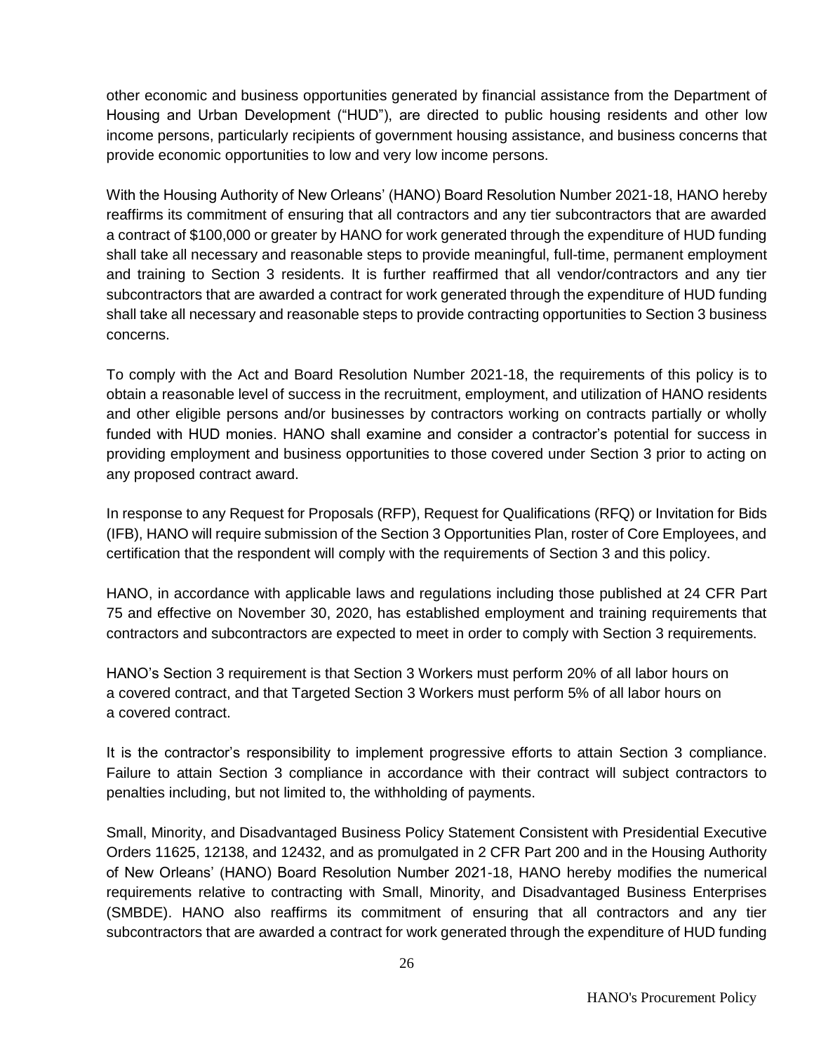other economic and business opportunities generated by financial assistance from the Department of Housing and Urban Development ("HUD"), are directed to public housing residents and other low income persons, particularly recipients of government housing assistance, and business concerns that provide economic opportunities to low and very low income persons.

With the Housing Authority of New Orleans' (HANO) Board Resolution Number 2021-18, HANO hereby reaffirms its commitment of ensuring that all contractors and any tier subcontractors that are awarded a contract of $100,000 or greater by HANO for work generated through the expenditure of HUD funding shall take all necessary and reasonable steps to provide meaningful, full-time, permanent employment and training to Section 3 residents. It is further reaffirmed that all vendor/contractors and any tier subcontractors that are awarded a contract for work generated through the expenditure of HUD funding shall take all necessary and reasonable steps to provide contracting opportunities to Section 3 business concerns.

To comply with the Act and Board Resolution Number 2021-18, the requirements of this policy is to obtain a reasonable level of success in the recruitment, employment, and utilization of HANO residents and other eligible persons and/or businesses by contractors working on contracts partially or wholly funded with HUD monies. HANO shall examine and consider a contractor's potential for success in providing employment and business opportunities to those covered under Section 3 prior to acting on any proposed contract award.

In response to any Request for Proposals (RFP), Request for Qualifications (RFQ) or Invitation for Bids (IFB), HANO will require submission of the Section 3 Opportunities Plan, roster of Core Employees, and certification that the respondent will comply with the requirements of Section 3 and this policy.

HANO, in accordance with applicable laws and regulations including those published at 24 CFR Part 75 and effective on November 30, 2020, has established employment and training requirements that contractors and subcontractors are expected to meet in order to comply with Section 3 requirements.

HANO's Section 3 requirement is that Section 3 Workers must perform 20% of all labor hours on a covered contract, and that Targeted Section 3 Workers must perform 5% of all labor hours on a covered contract.

It is the contractor's responsibility to implement progressive efforts to attain Section 3 compliance. Failure to attain Section 3 compliance in accordance with their contract will subject contractors to penalties including, but not limited to, the withholding of payments.

Small, Minority, and Disadvantaged Business Policy Statement Consistent with Presidential Executive Orders 11625, 12138, and 12432, and as promulgated in 2 CFR Part 200 and in the Housing Authority of New Orleans' (HANO) Board Resolution Number 2021-18, HANO hereby modifies the numerical requirements relative to contracting with Small, Minority, and Disadvantaged Business Enterprises (SMBDE). HANO also reaffirms its commitment of ensuring that all contractors and any tier subcontractors that are awarded a contract for work generated through the expenditure of HUD funding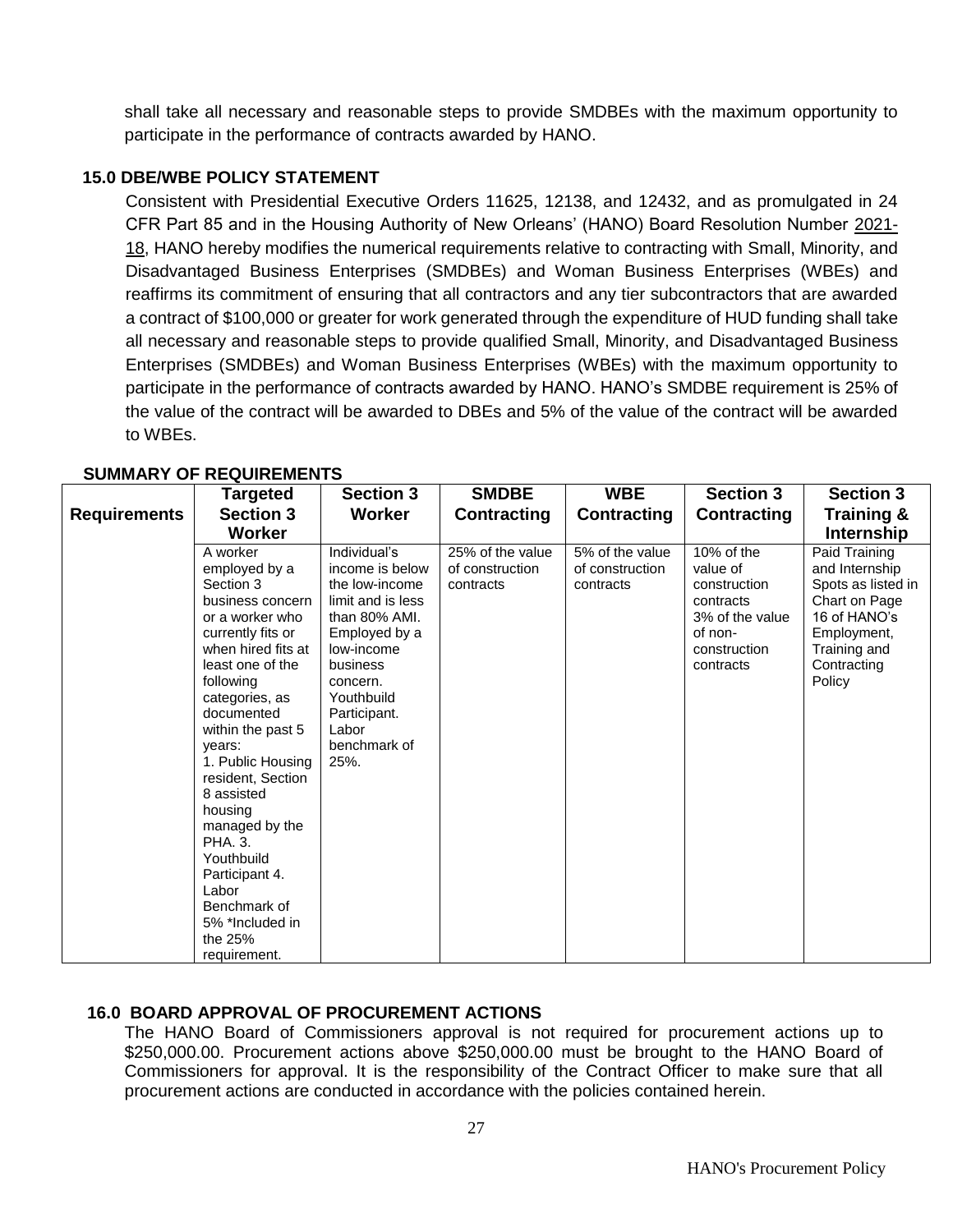shall take all necessary and reasonable steps to provide SMDBEs with the maximum opportunity to participate in the performance of contracts awarded by HANO.

## 15.0 DBE/WBE POLICY STATEMENT

Consistent with Presidential Executive Orders 11625, 12138, and 12432, and as promulgated in 24 CFR Part 85 and in the Housing Authority of New Orleans' (HANO) Board Resolution Number 2021-18, HANO hereby modifies the numerical requirements relative to contracting with Small, Minority, and Disadvantaged Business Enterprises (SMDBEs) and Woman Business Enterprises (WBEs) and reaffirms its commitment of ensuring that all contractors and any tier subcontractors that are awarded a contract of $100,000 or greater for work generated through the expenditure of HUD funding shall take all necessary and reasonable steps to provide qualified Small, Minority, and Disadvantaged Business Enterprises (SMDBEs) and Woman Business Enterprises (WBEs) with the maximum opportunity to participate in the performance of contracts awarded by HANO. HANO's SMDBE requirement is 25% of the value of the contract will be awarded to DBEs and 5% of the value of the contract will be awarded to WBEs.

**SUMMARY OF REQUIREMENTS**

| Requirements | Targeted Section 3 Worker | Section 3 Worker | SMDBE Contracting | WBE Contracting | Section 3 Contracting | Section 3 Training & Internship |
|---|---|---|---|---|---|---|
| | A worker employed by a Section 3 business concern or a worker who currently fits or when hired fits at least one of the following categories, as documented within the past 5 years: 1. Public Housing resident, Section 8 assisted housing managed by the PHA. 3. Youthbuild Participant 4. Labor Benchmark of 5% *Included in the 25% requirement. | Individual's income is below the low-income limit and is less than 80% AMI. Employed by a low-income business concern. Youthbuild Participant. Labor benchmark of 25%. | 25% of the value of construction contracts | 5% of the value of construction contracts | 10% of the value of construction contracts 3% of the value of non-construction contracts | Paid Training and Internship Spots as listed in Chart on Page 16 of HANO's Employment, Training and Contracting Policy |

## 16.0 BOARD APPROVAL OF PROCUREMENT ACTIONS

The HANO Board of Commissioners approval is not required for procurement actions up to $250,000.00. Procurement actions above $250,000.00 must be brought to the HANO Board of Commissioners for approval. It is the responsibility of the Contract Officer to make sure that all procurement actions are conducted in accordance with the policies contained herein.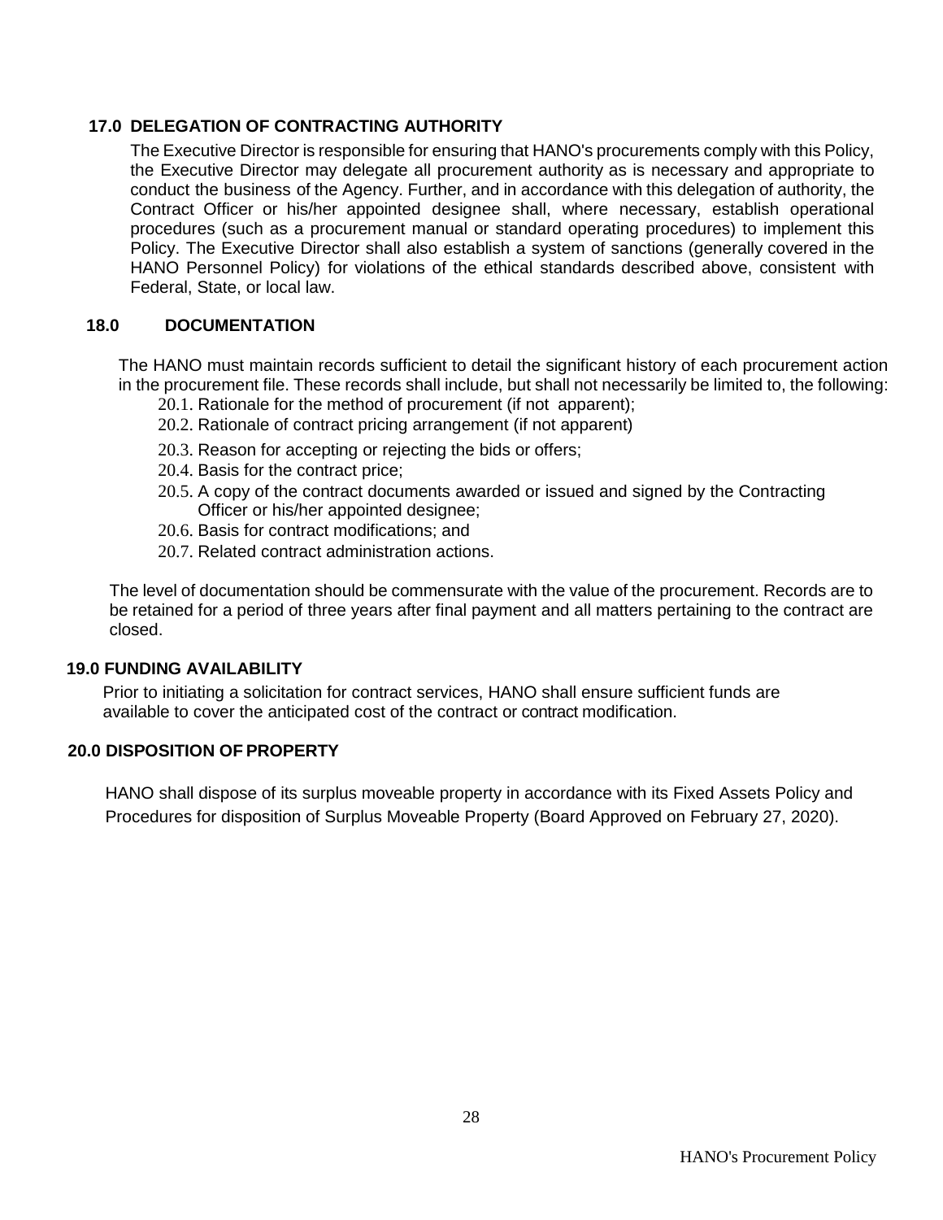## 17.0 DELEGATION OF CONTRACTING AUTHORITY

The Executive Director is responsible for ensuring that HANO's procurements comply with this Policy, the Executive Director may delegate all procurement authority as is necessary and appropriate to conduct the business of the Agency. Further, and in accordance with this delegation of authority, the Contract Officer or his/her appointed designee shall, where necessary, establish operational procedures (such as a procurement manual or standard operating procedures) to implement this Policy. The Executive Director shall also establish a system of sanctions (generally covered in the HANO Personnel Policy) for violations of the ethical standards described above, consistent with Federal, State, or local law.

## 18.0 DOCUMENTATION

The HANO must maintain records sufficient to detail the significant history of each procurement action in the procurement file. These records shall include, but shall not necessarily be limited to, the following:

20.1. Rationale for the method of procurement (if not apparent);

20.2. Rationale of contract pricing arrangement (if not apparent)

20.3. Reason for accepting or rejecting the bids or offers;

20.4. Basis for the contract price;

20.5. A copy of the contract documents awarded or issued and signed by the Contracting Officer or his/her appointed designee;

20.6. Basis for contract modifications; and

20.7. Related contract administration actions.

The level of documentation should be commensurate with the value of the procurement. Records are to be retained for a period of three years after final payment and all matters pertaining to the contract are closed.

## 19.0 FUNDING AVAILABILITY

Prior to initiating a solicitation for contract services, HANO shall ensure sufficient funds are available to cover the anticipated cost of the contract or contract modification.

## 20.0 DISPOSITION OF PROPERTY

HANO shall dispose of its surplus moveable property in accordance with its Fixed Assets Policy and Procedures for disposition of Surplus Moveable Property (Board Approved on February 27, 2020).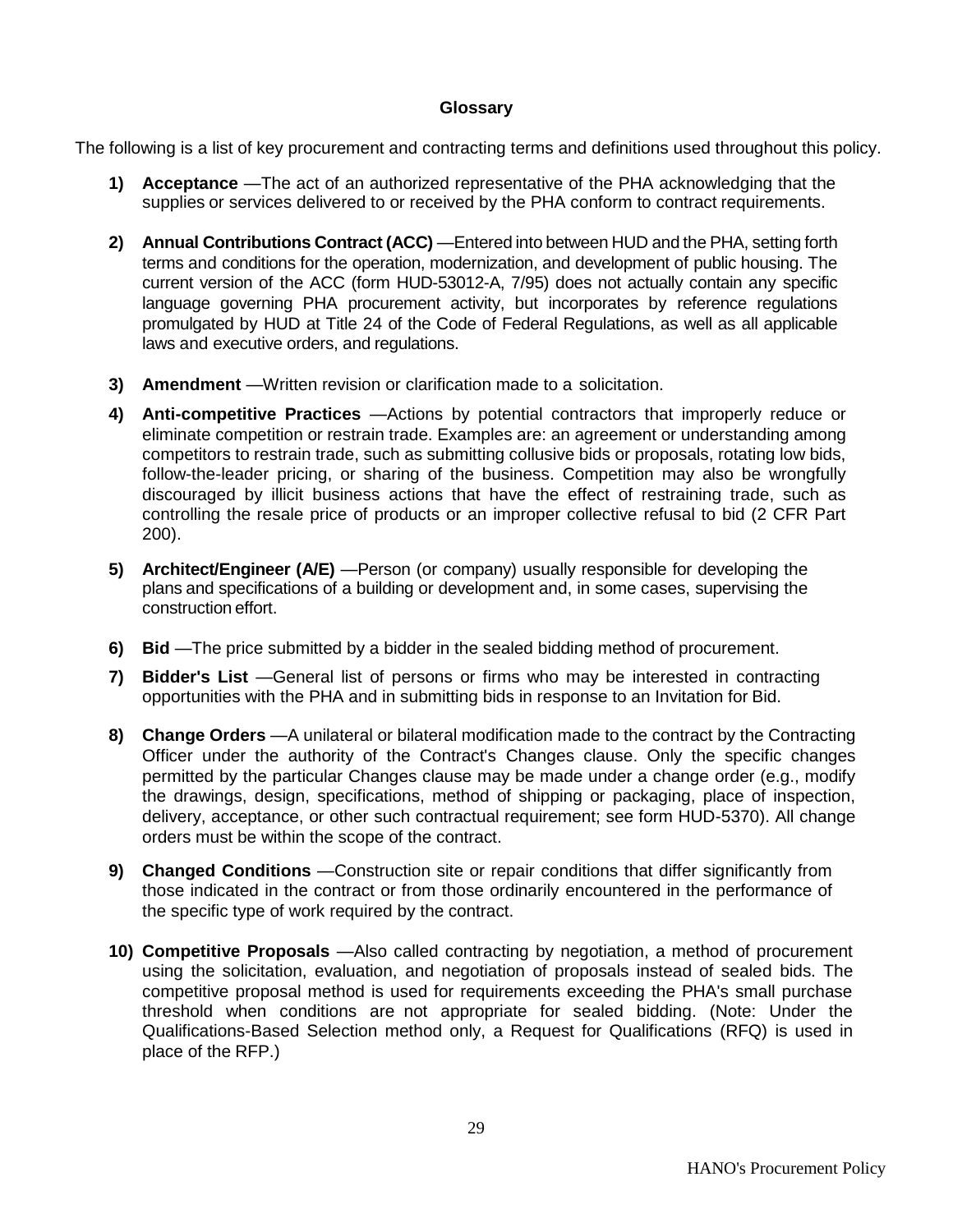## Glossary

The following is a list of key procurement and contracting terms and definitions used throughout this policy.

1) **Acceptance** —The act of an authorized representative of the PHA acknowledging that the supplies or services delivered to or received by the PHA conform to contract requirements.

2) **Annual Contributions Contract (ACC)** —Entered into between HUD and the PHA, setting forth terms and conditions for the operation, modernization, and development of public housing. The current version of the ACC (form HUD-53012-A, 7/95) does not actually contain any specific language governing PHA procurement activity, but incorporates by reference regulations promulgated by HUD at Title 24 of the Code of Federal Regulations, as well as all applicable laws and executive orders, and regulations.

3) **Amendment** —Written revision or clarification made to a solicitation.

4) **Anti-competitive Practices** —Actions by potential contractors that improperly reduce or eliminate competition or restrain trade. Examples are: an agreement or understanding among competitors to restrain trade, such as submitting collusive bids or proposals, rotating low bids, follow-the-leader pricing, or sharing of the business. Competition may also be wrongfully discouraged by illicit business actions that have the effect of restraining trade, such as controlling the resale price of products or an improper collective refusal to bid (2 CFR Part 200).

5) **Architect/Engineer (A/E)** —Person (or company) usually responsible for developing the plans and specifications of a building or development and, in some cases, supervising the construction effort.

6) **Bid** —The price submitted by a bidder in the sealed bidding method of procurement.

7) **Bidder's List** —General list of persons or firms who may be interested in contracting opportunities with the PHA and in submitting bids in response to an Invitation for Bid.

8) **Change Orders** —A unilateral or bilateral modification made to the contract by the Contracting Officer under the authority of the Contract's Changes clause. Only the specific changes permitted by the particular Changes clause may be made under a change order (e.g., modify the drawings, design, specifications, method of shipping or packaging, place of inspection, delivery, acceptance, or other such contractual requirement; see form HUD-5370). All change orders must be within the scope of the contract.

9) **Changed Conditions** —Construction site or repair conditions that differ significantly from those indicated in the contract or from those ordinarily encountered in the performance of the specific type of work required by the contract.

10) **Competitive Proposals** —Also called contracting by negotiation, a method of procurement using the solicitation, evaluation, and negotiation of proposals instead of sealed bids. The competitive proposal method is used for requirements exceeding the PHA's small purchase threshold when conditions are not appropriate for sealed bidding. (Note: Under the Qualifications-Based Selection method only, a Request for Qualifications (RFQ) is used in place of the RFP.)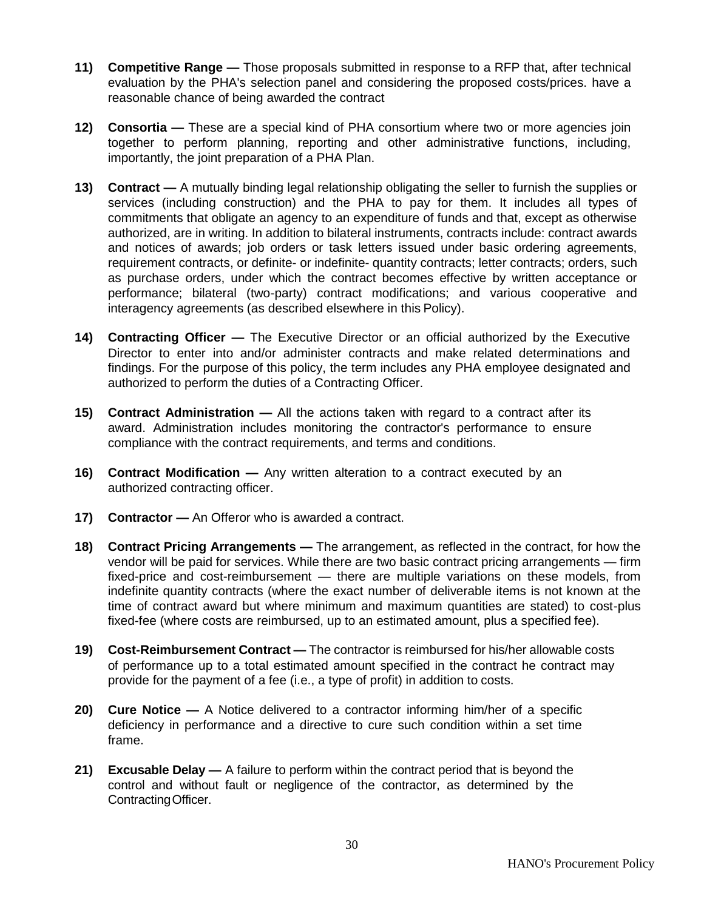11) **Competitive Range —** Those proposals submitted in response to a RFP that, after technical evaluation by the PHA's selection panel and considering the proposed costs/prices. have a reasonable chance of being awarded the contract

12) **Consortia —** These are a special kind of PHA consortium where two or more agencies join together to perform planning, reporting and other administrative functions, including, importantly, the joint preparation of a PHA Plan.

13) **Contract —** A mutually binding legal relationship obligating the seller to furnish the supplies or services (including construction) and the PHA to pay for them. It includes all types of commitments that obligate an agency to an expenditure of funds and that, except as otherwise authorized, are in writing. In addition to bilateral instruments, contracts include: contract awards and notices of awards; job orders or task letters issued under basic ordering agreements, requirement contracts, or definite- or indefinite- quantity contracts; letter contracts; orders, such as purchase orders, under which the contract becomes effective by written acceptance or performance; bilateral (two-party) contract modifications; and various cooperative and interagency agreements (as described elsewhere in this Policy).

14) **Contracting Officer —** The Executive Director or an official authorized by the Executive Director to enter into and/or administer contracts and make related determinations and findings. For the purpose of this policy, the term includes any PHA employee designated and authorized to perform the duties of a Contracting Officer.

15) **Contract Administration —** All the actions taken with regard to a contract after its award. Administration includes monitoring the contractor's performance to ensure compliance with the contract requirements, and terms and conditions.

16) **Contract Modification —** Any written alteration to a contract executed by an authorized contracting officer.

17) **Contractor —** An Offeror who is awarded a contract.

18) **Contract Pricing Arrangements —** The arrangement, as reflected in the contract, for how the vendor will be paid for services. While there are two basic contract pricing arrangements — firm fixed-price and cost-reimbursement — there are multiple variations on these models, from indefinite quantity contracts (where the exact number of deliverable items is not known at the time of contract award but where minimum and maximum quantities are stated) to cost-plus fixed-fee (where costs are reimbursed, up to an estimated amount, plus a specified fee).

19) **Cost-Reimbursement Contract —** The contractor is reimbursed for his/her allowable costs of performance up to a total estimated amount specified in the contract he contract may provide for the payment of a fee (i.e., a type of profit) in addition to costs.

20) **Cure Notice —** A Notice delivered to a contractor informing him/her of a specific deficiency in performance and a directive to cure such condition within a set time frame.

21) **Excusable Delay —** A failure to perform within the contract period that is beyond the control and without fault or negligence of the contractor, as determined by the Contracting Officer.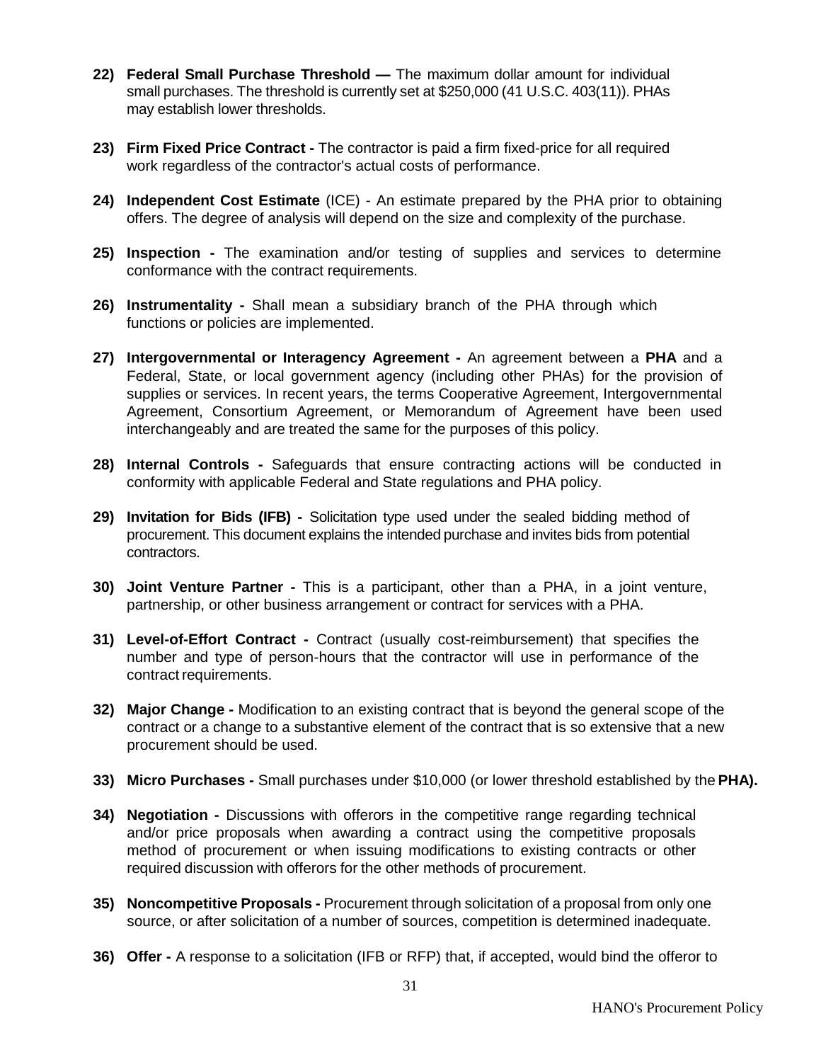22) **Federal Small Purchase Threshold —** The maximum dollar amount for individual small purchases. The threshold is currently set at $250,000 (41 U.S.C. 403(11)). PHAs may establish lower thresholds.

23) **Firm Fixed Price Contract -** The contractor is paid a firm fixed-price for all required work regardless of the contractor's actual costs of performance.

24) **Independent Cost Estimate** (ICE) - An estimate prepared by the PHA prior to obtaining offers. The degree of analysis will depend on the size and complexity of the purchase.

25) **Inspection -** The examination and/or testing of supplies and services to determine conformance with the contract requirements.

26) **Instrumentality -** Shall mean a subsidiary branch of the PHA through which functions or policies are implemented.

27) **Intergovernmental or Interagency Agreement -** An agreement between a **PHA** and a Federal, State, or local government agency (including other PHAs) for the provision of supplies or services. In recent years, the terms Cooperative Agreement, Intergovernmental Agreement, Consortium Agreement, or Memorandum of Agreement have been used interchangeably and are treated the same for the purposes of this policy.

28) **Internal Controls -** Safeguards that ensure contracting actions will be conducted in conformity with applicable Federal and State regulations and PHA policy.

29) **Invitation for Bids (IFB) -** Solicitation type used under the sealed bidding method of procurement. This document explains the intended purchase and invites bids from potential contractors.

30) **Joint Venture Partner -** This is a participant, other than a PHA, in a joint venture, partnership, or other business arrangement or contract for services with a PHA.

31) **Level-of-Effort Contract -** Contract (usually cost-reimbursement) that specifies the number and type of person-hours that the contractor will use in performance of the contract requirements.

32) **Major Change -** Modification to an existing contract that is beyond the general scope of the contract or a change to a substantive element of the contract that is so extensive that a new procurement should be used.

33) **Micro Purchases -** Small purchases under $10,000 (or lower threshold established by the **PHA).**

34) **Negotiation -** Discussions with offerors in the competitive range regarding technical and/or price proposals when awarding a contract using the competitive proposals method of procurement or when issuing modifications to existing contracts or other required discussion with offerors for the other methods of procurement.

35) **Noncompetitive Proposals -** Procurement through solicitation of a proposal from only one source, or after solicitation of a number of sources, competition is determined inadequate.

36) **Offer -** A response to a solicitation (IFB or RFP) that, if accepted, would bind the offeror to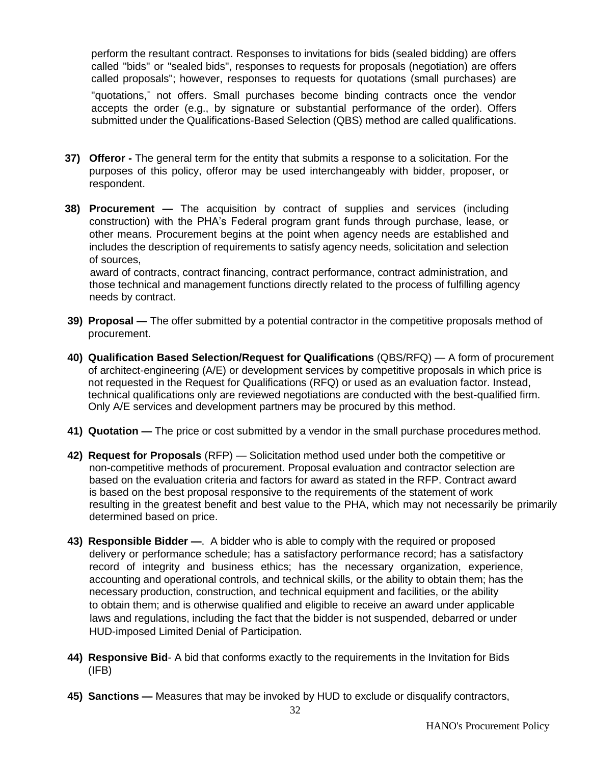perform the resultant contract. Responses to invitations for bids (sealed bidding) are offers called "bids" or "sealed bids", responses to requests for proposals (negotiation) are offers called proposals"; however, responses to requests for quotations (small purchases) are "quotations,¨ not offers. Small purchases become binding contracts once the vendor accepts the order (e.g., by signature or substantial performance of the order). Offers submitted under the Qualifications-Based Selection (QBS) method are called qualifications.

37) **Offeror -** The general term for the entity that submits a response to a solicitation. For the purposes of this policy, offeror may be used interchangeably with bidder, proposer, or respondent.

38) **Procurement —** The acquisition by contract of supplies and services (including construction) with the PHA's Federal program grant funds through purchase, lease, or other means. Procurement begins at the point when agency needs are established and includes the description of requirements to satisfy agency needs, solicitation and selection of sources,
award of contracts, contract financing, contract performance, contract administration, and those technical and management functions directly related to the process of fulfilling agency needs by contract.

39) **Proposal —** The offer submitted by a potential contractor in the competitive proposals method of procurement.

40) **Qualification Based Selection/Request for Qualifications** (QBS/RFQ) — A form of procurement of architect-engineering (A/E) or development services by competitive proposals in which price is not requested in the Request for Qualifications (RFQ) or used as an evaluation factor. Instead, technical qualifications only are reviewed negotiations are conducted with the best-qualified firm. Only A/E services and development partners may be procured by this method.

41) **Quotation —** The price or cost submitted by a vendor in the small purchase procedures method.

42) **Request for Proposals** (RFP) — Solicitation method used under both the competitive or non-competitive methods of procurement. Proposal evaluation and contractor selection are based on the evaluation criteria and factors for award as stated in the RFP. Contract award is based on the best proposal responsive to the requirements of the statement of work resulting in the greatest benefit and best value to the PHA, which may not necessarily be primarily determined based on price.

43) **Responsible Bidder —**. A bidder who is able to comply with the required or proposed delivery or performance schedule; has a satisfactory performance record; has a satisfactory record of integrity and business ethics; has the necessary organization, experience, accounting and operational controls, and technical skills, or the ability to obtain them; has the necessary production, construction, and technical equipment and facilities, or the ability to obtain them; and is otherwise qualified and eligible to receive an award under applicable laws and regulations, including the fact that the bidder is not suspended, debarred or under HUD-imposed Limited Denial of Participation.

44) **Responsive Bid**- A bid that conforms exactly to the requirements in the Invitation for Bids (IFB)

45) **Sanctions —** Measures that may be invoked by HUD to exclude or disqualify contractors,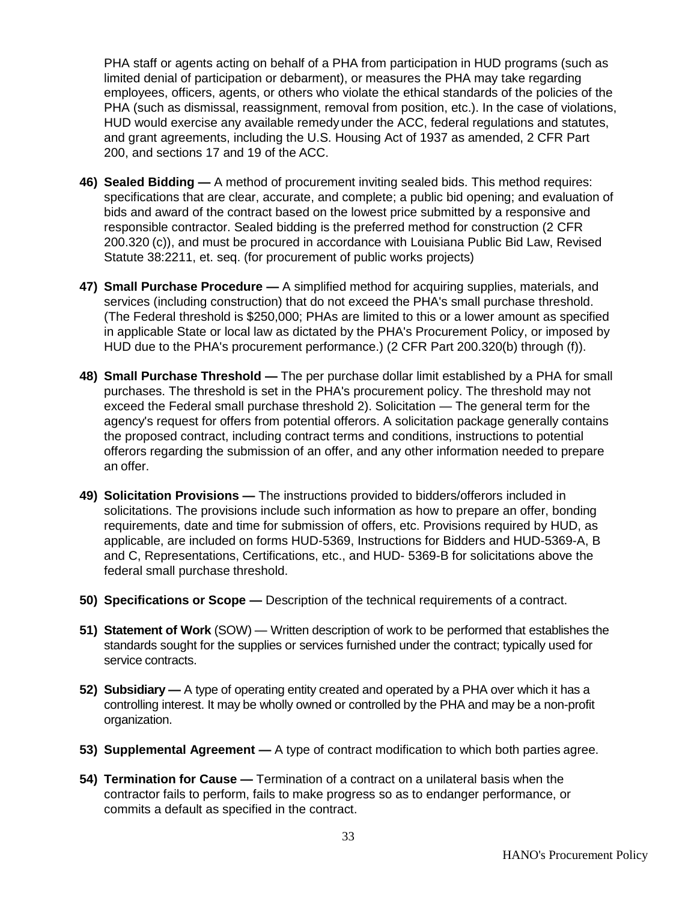PHA staff or agents acting on behalf of a PHA from participation in HUD programs (such as limited denial of participation or debarment), or measures the PHA may take regarding employees, officers, agents, or others who violate the ethical standards of the policies of the PHA (such as dismissal, reassignment, removal from position, etc.). In the case of violations, HUD would exercise any available remedy under the ACC, federal regulations and statutes, and grant agreements, including the U.S. Housing Act of 1937 as amended, 2 CFR Part 200, and sections 17 and 19 of the ACC.

46) **Sealed Bidding —** A method of procurement inviting sealed bids. This method requires: specifications that are clear, accurate, and complete; a public bid opening; and evaluation of bids and award of the contract based on the lowest price submitted by a responsive and responsible contractor. Sealed bidding is the preferred method for construction (2 CFR 200.320 (c)), and must be procured in accordance with Louisiana Public Bid Law, Revised Statute 38:2211, et. seq. (for procurement of public works projects)

47) **Small Purchase Procedure —** A simplified method for acquiring supplies, materials, and services (including construction) that do not exceed the PHA's small purchase threshold. (The Federal threshold is $250,000; PHAs are limited to this or a lower amount as specified in applicable State or local law as dictated by the PHA's Procurement Policy, or imposed by HUD due to the PHA's procurement performance.) (2 CFR Part 200.320(b) through (f)).

48) **Small Purchase Threshold —** The per purchase dollar limit established by a PHA for small purchases. The threshold is set in the PHA's procurement policy. The threshold may not exceed the Federal small purchase threshold 2). Solicitation — The general term for the agency's request for offers from potential offerors. A solicitation package generally contains the proposed contract, including contract terms and conditions, instructions to potential offerors regarding the submission of an offer, and any other information needed to prepare an offer.

49) **Solicitation Provisions —** The instructions provided to bidders/offerors included in solicitations. The provisions include such information as how to prepare an offer, bonding requirements, date and time for submission of offers, etc. Provisions required by HUD, as applicable, are included on forms HUD-5369, Instructions for Bidders and HUD-5369-A, B and C, Representations, Certifications, etc., and HUD- 5369-B for solicitations above the federal small purchase threshold.

50) **Specifications or Scope —** Description of the technical requirements of a contract.

51) **Statement of Work** (SOW) — Written description of work to be performed that establishes the standards sought for the supplies or services furnished under the contract; typically used for service contracts.

52) **Subsidiary —** A type of operating entity created and operated by a PHA over which it has a controlling interest. It may be wholly owned or controlled by the PHA and may be a non-profit organization.

53) **Supplemental Agreement —** A type of contract modification to which both parties agree.

54) **Termination for Cause —** Termination of a contract on a unilateral basis when the contractor fails to perform, fails to make progress so as to endanger performance, or commits a default as specified in the contract.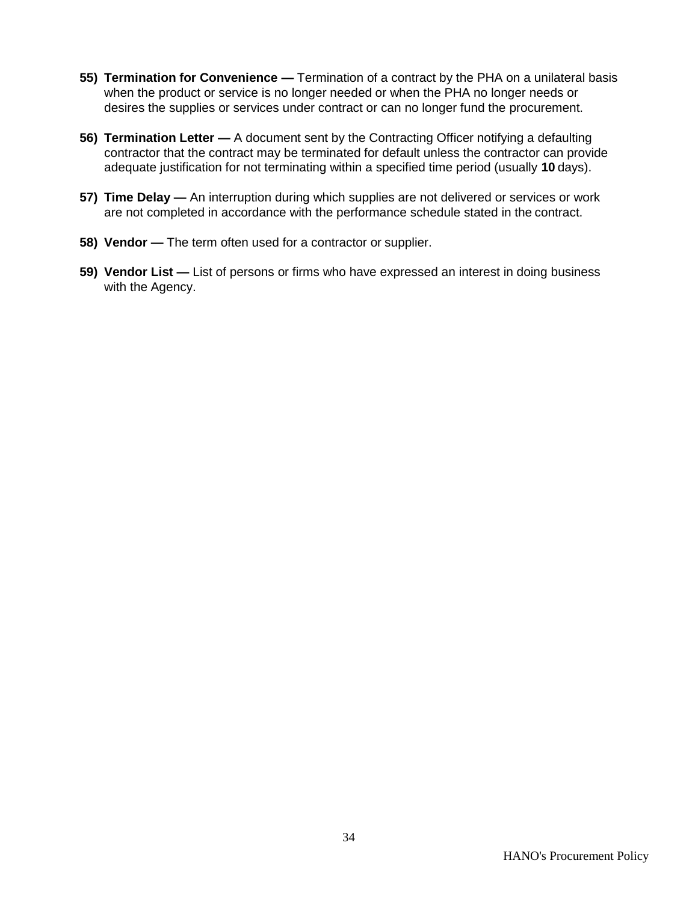55) **Termination for Convenience —** Termination of a contract by the PHA on a unilateral basis when the product or service is no longer needed or when the PHA no longer needs or desires the supplies or services under contract or can no longer fund the procurement.

56) **Termination Letter —** A document sent by the Contracting Officer notifying a defaulting contractor that the contract may be terminated for default unless the contractor can provide adequate justification for not terminating within a specified time period (usually **10** days).

57) **Time Delay —** An interruption during which supplies are not delivered or services or work are not completed in accordance with the performance schedule stated in the contract.

58) **Vendor —** The term often used for a contractor or supplier.

59) **Vendor List —** List of persons or firms who have expressed an interest in doing business with the Agency.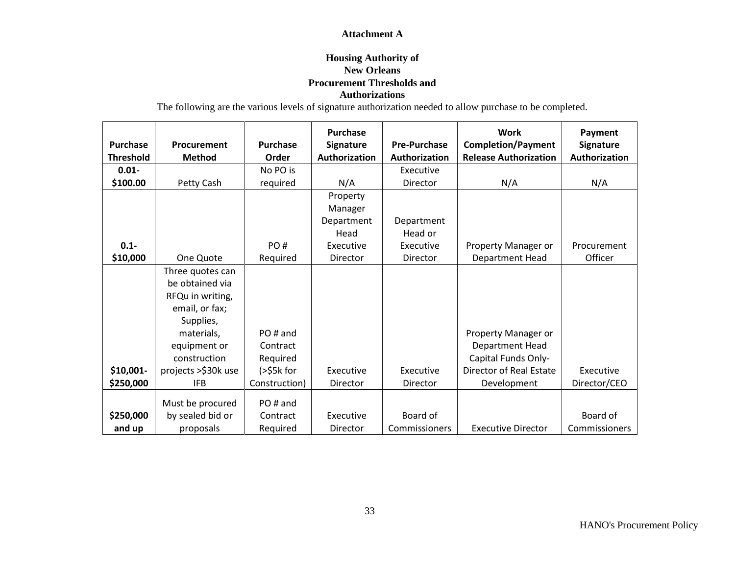**Attachment A**

**Housing Authority of New Orleans Procurement Thresholds and Authorizations**

The following are the various levels of signature authorization needed to allow purchase to be completed.

| Purchase Threshold | Procurement Method | Purchase Order | Purchase Signature Authorization | Pre-Purchase Authorization | Work Completion/Payment Release Authorization | Payment Signature Authorization |
|---|---|---|---|---|---|---|
| **0.01- $100.00** | Petty Cash | No PO is required | N/A | Executive Director | N/A | N/A |
| **0.1- $10,000** | One Quote | PO # Required | Property Manager Department Head Executive Director | Department Head or Executive Director | Property Manager or Department Head | Procurement Officer |
| **$10,001- $250,000** | Three quotes can be obtained via RFQu in writing, email, or fax; Supplies, materials, equipment or construction projects >$30k use IFB | PO # and Contract Required (>$5k for Construction) | Executive Director | Executive Director | Property Manager or Department Head Capital Funds Only- Director of Real Estate Development | Executive Director/CEO |
| **$250,000 and up** | Must be procured by sealed bid or proposals | PO # and Contract Required | Executive Director | Board of Commissioners | Executive Director | Board of Commissioners |